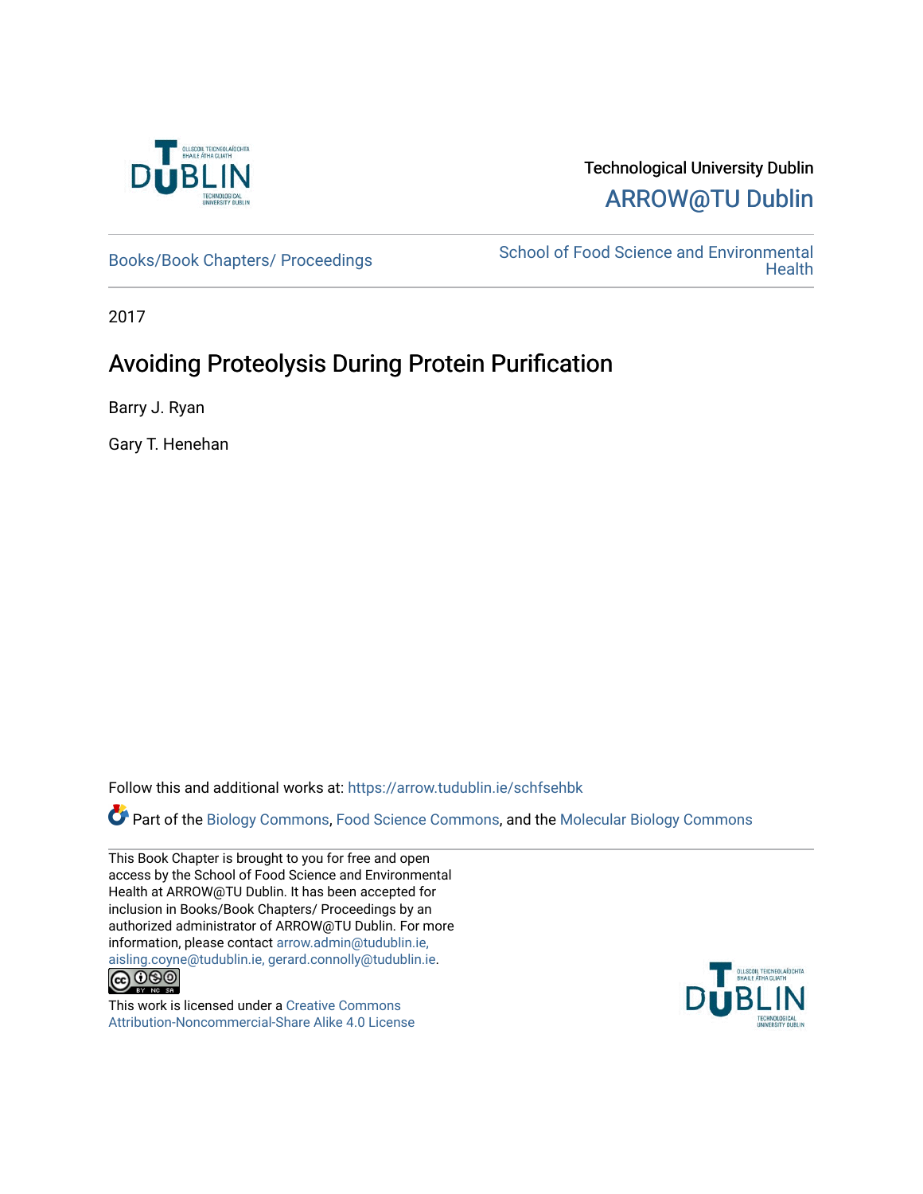Technological University Dublin

ARROW@TU Dublin

Books/Book Chapters/ Proceedings

School of Food Science and Environmental Health

2017

# Avoiding Proteolysis During Protein Purification

Barry J. Ryan

Gary T. Henehan

Follow this and additional works at: https://arrow.tudublin.ie/schfsehbk

Part of the Biology Commons, Food Science Commons, and the Molecular Biology Commons

This Book Chapter is brought to you for free and open access by the School of Food Science and Environmental Health at ARROW@TU Dublin. It has been accepted for inclusion in Books/Book Chapters/ Proceedings by an authorized administrator of ARROW@TU Dublin. For more information, please contact arrow.admin@tudublin.ie, aisling.coyne@tudublin.ie, gerard.connolly@tudublin.ie.

This work is licensed under a Creative Commons Attribution-Noncommercial-Share Alike 4.0 License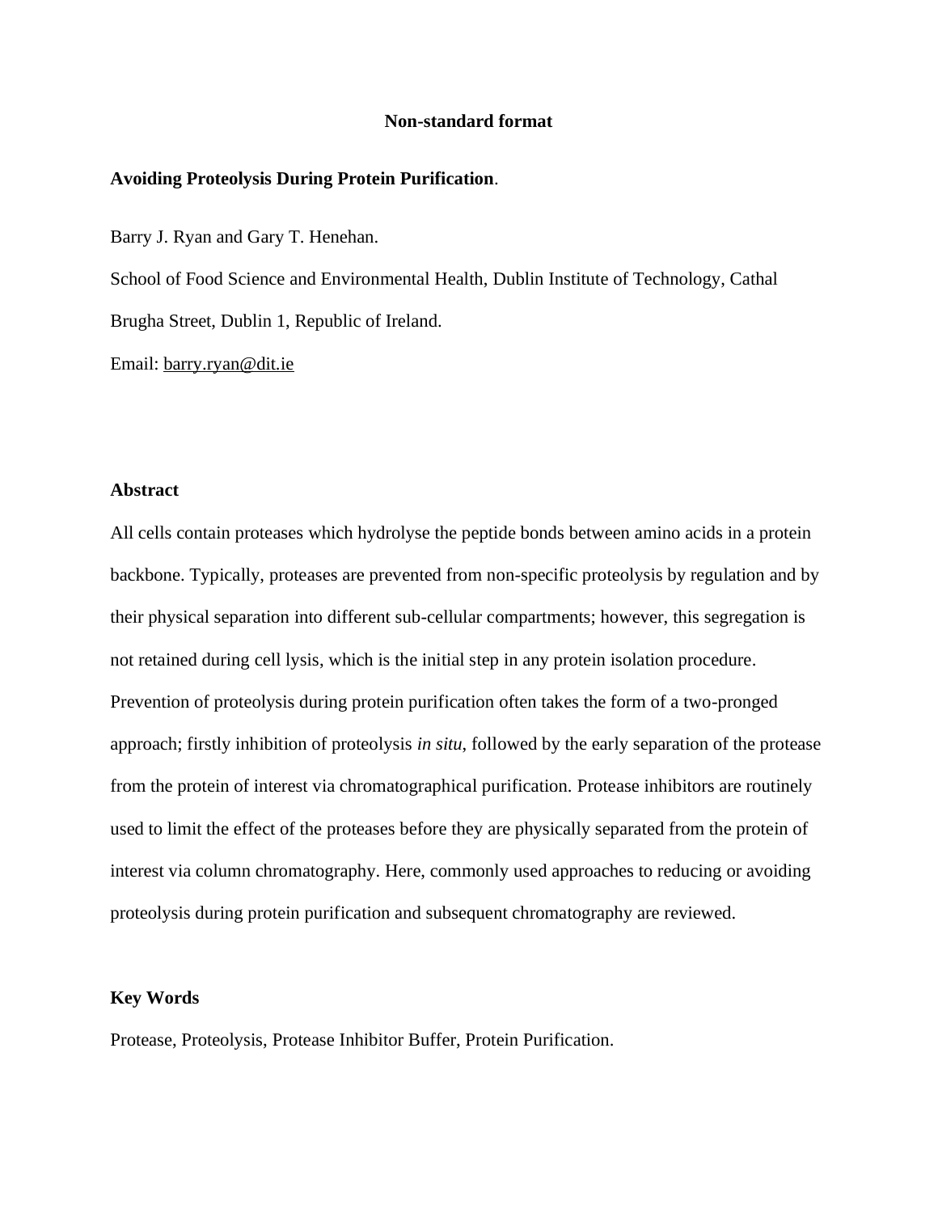**Non-standard format**

**Avoiding Proteolysis During Protein Purification**.

Barry J. Ryan and Gary T. Henehan.

School of Food Science and Environmental Health, Dublin Institute of Technology, Cathal Brugha Street, Dublin 1, Republic of Ireland.

Email: barry.ryan@dit.ie

## Abstract

All cells contain proteases which hydrolyse the peptide bonds between amino acids in a protein backbone. Typically, proteases are prevented from non-specific proteolysis by regulation and by their physical separation into different sub-cellular compartments; however, this segregation is not retained during cell lysis, which is the initial step in any protein isolation procedure. Prevention of proteolysis during protein purification often takes the form of a two-pronged approach; firstly inhibition of proteolysis *in situ*, followed by the early separation of the protease from the protein of interest via chromatographical purification. Protease inhibitors are routinely used to limit the effect of the proteases before they are physically separated from the protein of interest via column chromatography. Here, commonly used approaches to reducing or avoiding proteolysis during protein purification and subsequent chromatography are reviewed.

## Key Words

Protease, Proteolysis, Protease Inhibitor Buffer, Protein Purification.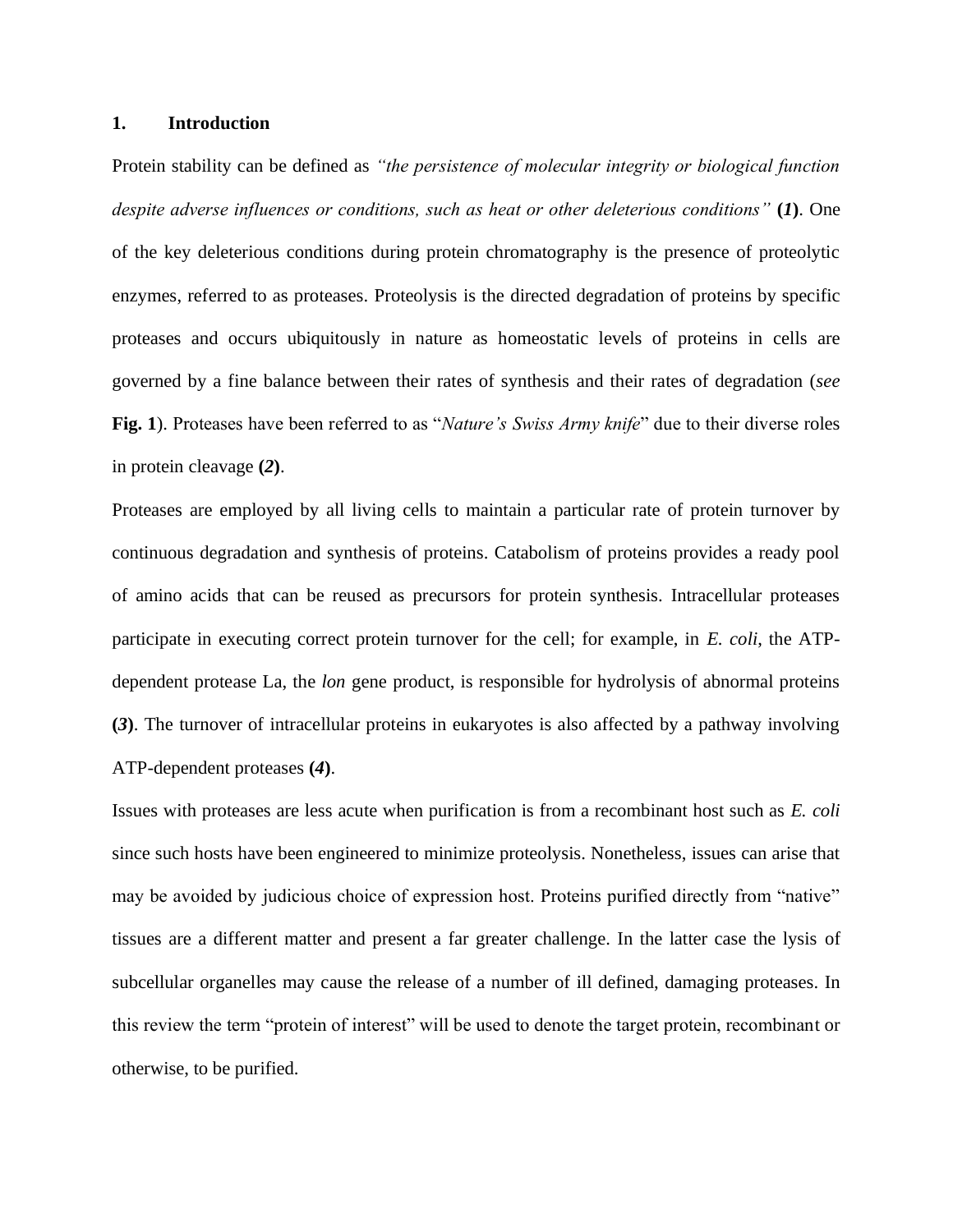## 1. Introduction

Protein stability can be defined as *"the persistence of molecular integrity or biological function despite adverse influences or conditions, such as heat or other deleterious conditions"* **(*1*)**. One of the key deleterious conditions during protein chromatography is the presence of proteolytic enzymes, referred to as proteases. Proteolysis is the directed degradation of proteins by specific proteases and occurs ubiquitously in nature as homeostatic levels of proteins in cells are governed by a fine balance between their rates of synthesis and their rates of degradation (*see* **Fig. 1**). Proteases have been referred to as "*Nature's Swiss Army knife*" due to their diverse roles in protein cleavage **(*2*)**.

Proteases are employed by all living cells to maintain a particular rate of protein turnover by continuous degradation and synthesis of proteins. Catabolism of proteins provides a ready pool of amino acids that can be reused as precursors for protein synthesis. Intracellular proteases participate in executing correct protein turnover for the cell; for example, in *E. coli*, the ATP-dependent protease La, the *lon* gene product, is responsible for hydrolysis of abnormal proteins **(*3*)**. The turnover of intracellular proteins in eukaryotes is also affected by a pathway involving ATP-dependent proteases **(*4*)**.

Issues with proteases are less acute when purification is from a recombinant host such as *E. coli* since such hosts have been engineered to minimize proteolysis. Nonetheless, issues can arise that may be avoided by judicious choice of expression host. Proteins purified directly from "native" tissues are a different matter and present a far greater challenge. In the latter case the lysis of subcellular organelles may cause the release of a number of ill defined, damaging proteases. In this review the term "protein of interest" will be used to denote the target protein, recombinant or otherwise, to be purified.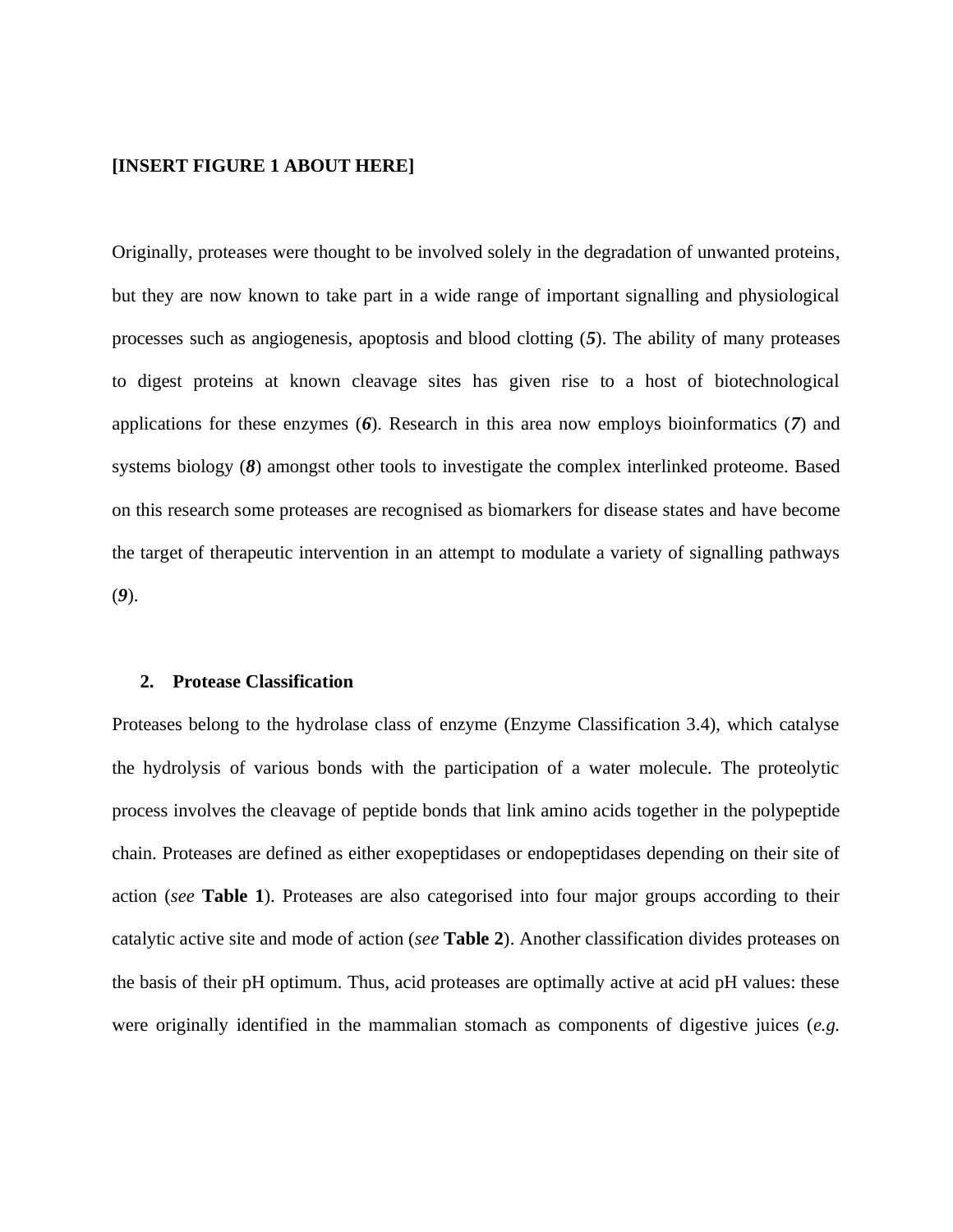**[INSERT FIGURE 1 ABOUT HERE]**

Originally, proteases were thought to be involved solely in the degradation of unwanted proteins, but they are now known to take part in a wide range of important signalling and physiological processes such as angiogenesis, apoptosis and blood clotting (***5***). The ability of many proteases to digest proteins at known cleavage sites has given rise to a host of biotechnological applications for these enzymes (***6***). Research in this area now employs bioinformatics (***7***) and systems biology (***8***) amongst other tools to investigate the complex interlinked proteome. Based on this research some proteases are recognised as biomarkers for disease states and have become the target of therapeutic intervention in an attempt to modulate a variety of signalling pathways (***9***).

## 2. Protease Classification

Proteases belong to the hydrolase class of enzyme (Enzyme Classification 3.4), which catalyse the hydrolysis of various bonds with the participation of a water molecule. The proteolytic process involves the cleavage of peptide bonds that link amino acids together in the polypeptide chain. Proteases are defined as either exopeptidases or endopeptidases depending on their site of action (*see* **Table 1**). Proteases are also categorised into four major groups according to their catalytic active site and mode of action (*see* **Table 2**). Another classification divides proteases on the basis of their pH optimum. Thus, acid proteases are optimally active at acid pH values: these were originally identified in the mammalian stomach as components of digestive juices (*e.g.*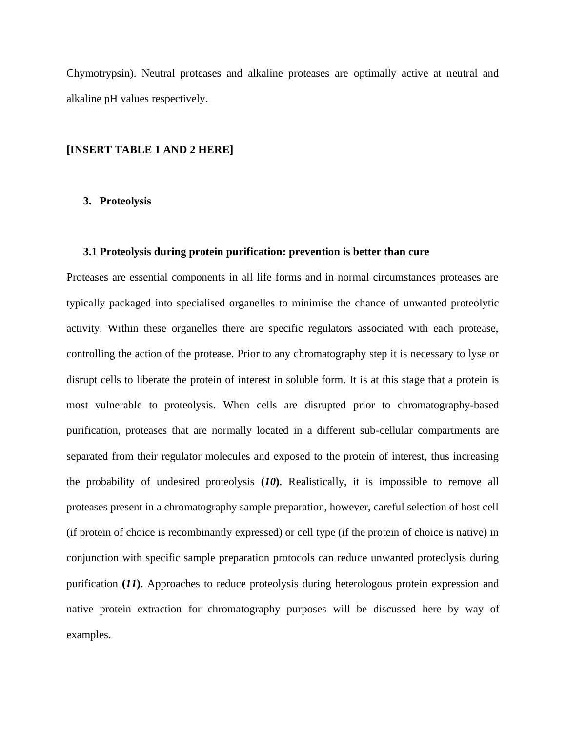Chymotrypsin). Neutral proteases and alkaline proteases are optimally active at neutral and alkaline pH values respectively.

**[INSERT TABLE 1 AND 2 HERE]**

## 3. Proteolysis

### 3.1 Proteolysis during protein purification: prevention is better than cure

Proteases are essential components in all life forms and in normal circumstances proteases are typically packaged into specialised organelles to minimise the chance of unwanted proteolytic activity. Within these organelles there are specific regulators associated with each protease, controlling the action of the protease. Prior to any chromatography step it is necessary to lyse or disrupt cells to liberate the protein of interest in soluble form. It is at this stage that a protein is most vulnerable to proteolysis. When cells are disrupted prior to chromatography-based purification, proteases that are normally located in a different sub-cellular compartments are separated from their regulator molecules and exposed to the protein of interest, thus increasing the probability of undesired proteolysis **(*10*)**. Realistically, it is impossible to remove all proteases present in a chromatography sample preparation, however, careful selection of host cell (if protein of choice is recombinantly expressed) or cell type (if the protein of choice is native) in conjunction with specific sample preparation protocols can reduce unwanted proteolysis during purification **(*11*)**. Approaches to reduce proteolysis during heterologous protein expression and native protein extraction for chromatography purposes will be discussed here by way of examples.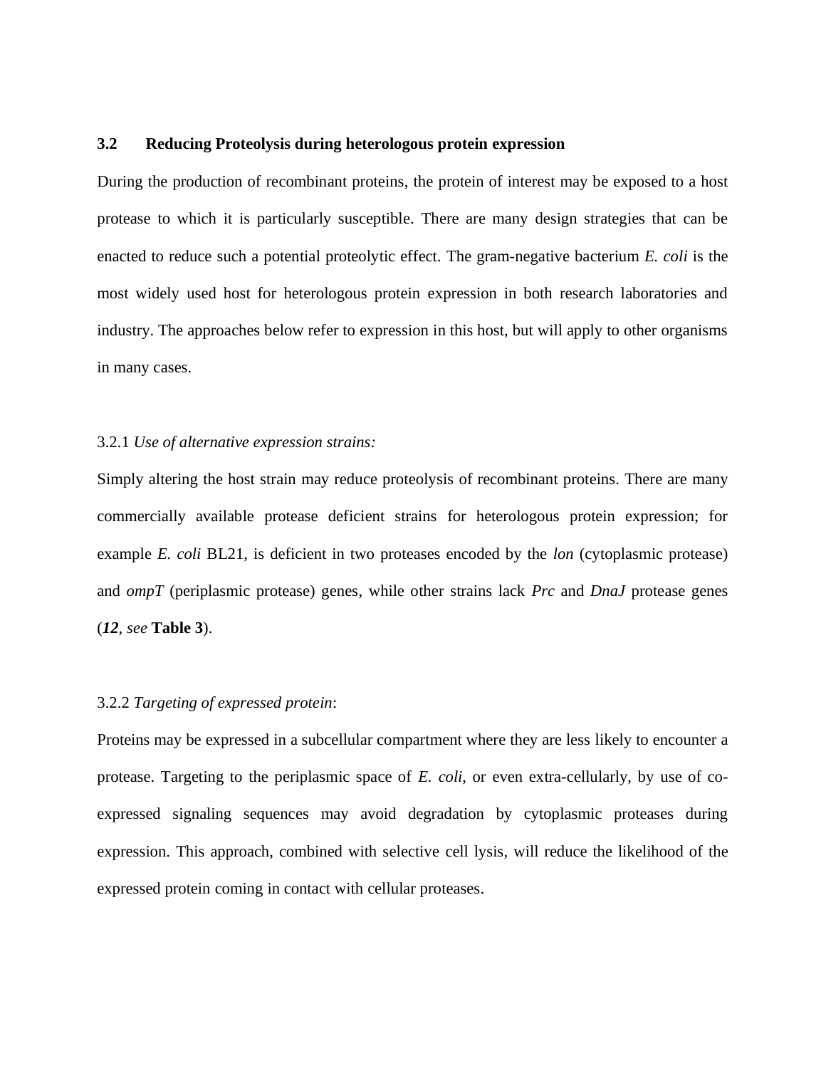### 3.2 Reducing Proteolysis during heterologous protein expression

During the production of recombinant proteins, the protein of interest may be exposed to a host protease to which it is particularly susceptible. There are many design strategies that can be enacted to reduce such a potential proteolytic effect. The gram-negative bacterium *E. coli* is the most widely used host for heterologous protein expression in both research laboratories and industry. The approaches below refer to expression in this host, but will apply to other organisms in many cases.

3.2.1 *Use of alternative expression strains:*

Simply altering the host strain may reduce proteolysis of recombinant proteins. There are many commercially available protease deficient strains for heterologous protein expression; for example *E. coli* BL21, is deficient in two proteases encoded by the *lon* (cytoplasmic protease) and *ompT* (periplasmic protease) genes, while other strains lack *Prc* and *DnaJ* protease genes (***12***, *see* **Table 3**).

3.2.2 *Targeting of expressed protein*:

Proteins may be expressed in a subcellular compartment where they are less likely to encounter a protease. Targeting to the periplasmic space of *E. coli*, or even extra-cellularly, by use of co-expressed signaling sequences may avoid degradation by cytoplasmic proteases during expression. This approach, combined with selective cell lysis, will reduce the likelihood of the expressed protein coming in contact with cellular proteases.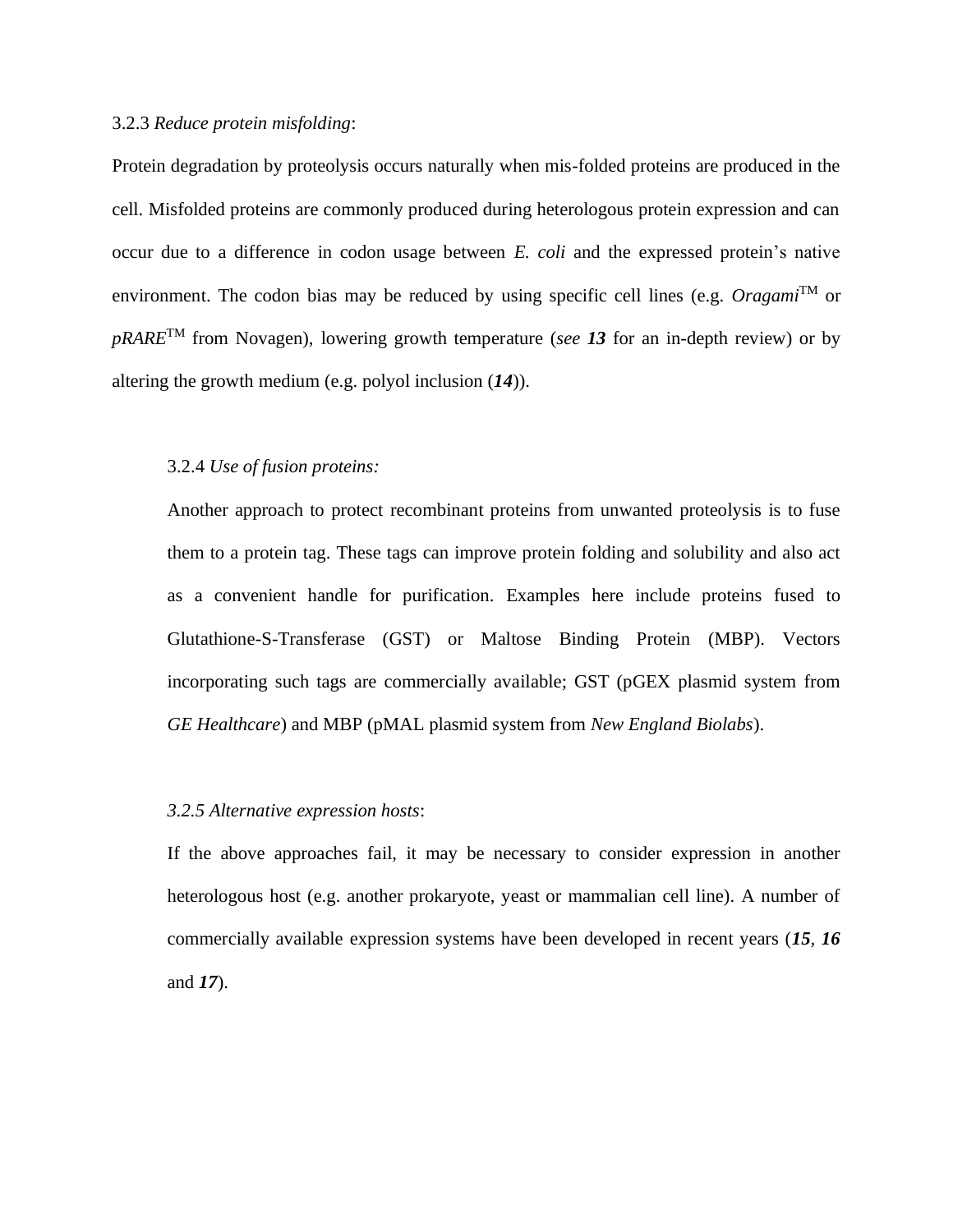3.2.3 *Reduce protein misfolding*:

Protein degradation by proteolysis occurs naturally when mis-folded proteins are produced in the cell. Misfolded proteins are commonly produced during heterologous protein expression and can occur due to a difference in codon usage between *E. coli* and the expressed protein's native environment. The codon bias may be reduced by using specific cell lines (e.g. *Oragami*™ or *pRARE*™ from Novagen), lowering growth temperature (*see* ***13*** for an in-depth review) or by altering the growth medium (e.g. polyol inclusion (***14***)).

3.2.4 *Use of fusion proteins:*

Another approach to protect recombinant proteins from unwanted proteolysis is to fuse them to a protein tag. These tags can improve protein folding and solubility and also act as a convenient handle for purification. Examples here include proteins fused to Glutathione-S-Transferase (GST) or Maltose Binding Protein (MBP). Vectors incorporating such tags are commercially available; GST (pGEX plasmid system from *GE Healthcare*) and MBP (pMAL plasmid system from *New England Biolabs*).

*3.2.5 Alternative expression hosts*:

If the above approaches fail, it may be necessary to consider expression in another heterologous host (e.g. another prokaryote, yeast or mammalian cell line). A number of commercially available expression systems have been developed in recent years (***15***, ***16*** and ***17***).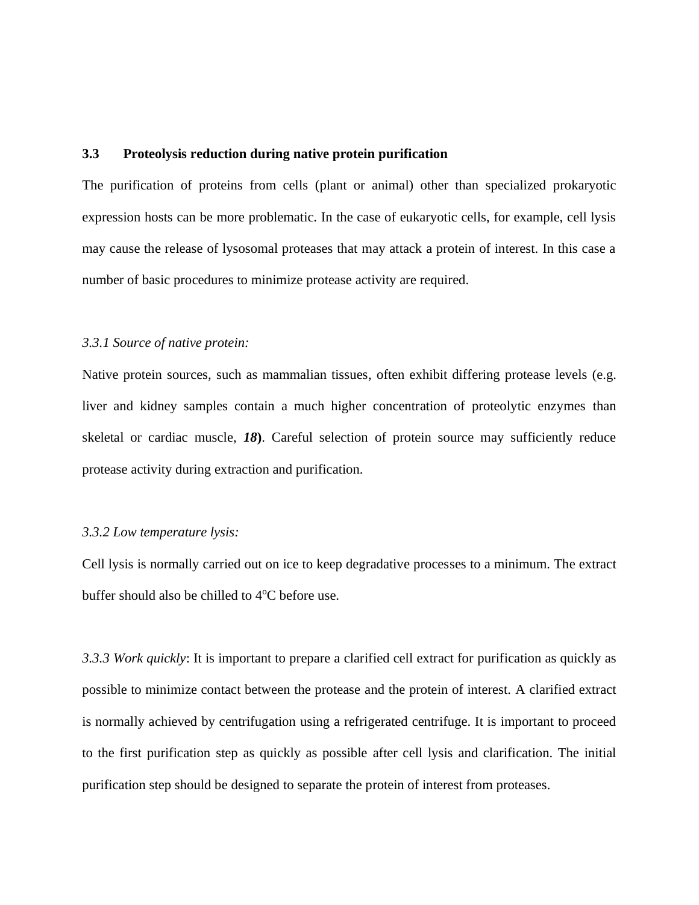## 3.3 Proteolysis reduction during native protein purification

The purification of proteins from cells (plant or animal) other than specialized prokaryotic expression hosts can be more problematic. In the case of eukaryotic cells, for example, cell lysis may cause the release of lysosomal proteases that may attack a protein of interest. In this case a number of basic procedures to minimize protease activity are required.

*3.3.1 Source of native protein:*

Native protein sources, such as mammalian tissues, often exhibit differing protease levels (e.g. liver and kidney samples contain a much higher concentration of proteolytic enzymes than skeletal or cardiac muscle, ***18*****)**. Careful selection of protein source may sufficiently reduce protease activity during extraction and purification.

*3.3.2 Low temperature lysis:*

Cell lysis is normally carried out on ice to keep degradative processes to a minimum. The extract buffer should also be chilled to $4^{o}$C before use.

*3.3.3 Work quickly*: It is important to prepare a clarified cell extract for purification as quickly as possible to minimize contact between the protease and the protein of interest. A clarified extract is normally achieved by centrifugation using a refrigerated centrifuge. It is important to proceed to the first purification step as quickly as possible after cell lysis and clarification. The initial purification step should be designed to separate the protein of interest from proteases.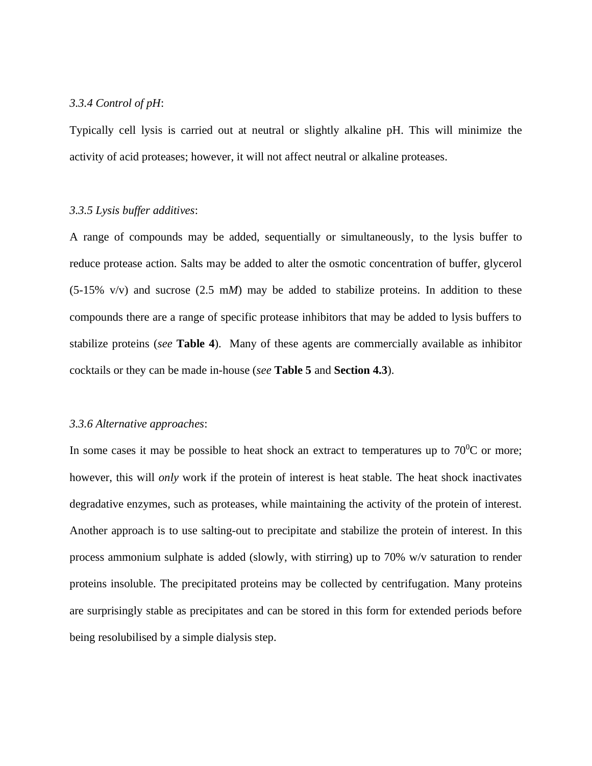*3.3.4 Control of pH*:

Typically cell lysis is carried out at neutral or slightly alkaline pH. This will minimize the activity of acid proteases; however, it will not affect neutral or alkaline proteases.

*3.3.5 Lysis buffer additives*:

A range of compounds may be added, sequentially or simultaneously, to the lysis buffer to reduce protease action. Salts may be added to alter the osmotic concentration of buffer, glycerol (5-15% v/v) and sucrose (2.5 m*M*) may be added to stabilize proteins. In addition to these compounds there are a range of specific protease inhibitors that may be added to lysis buffers to stabilize proteins (*see* **Table 4**). Many of these agents are commercially available as inhibitor cocktails or they can be made in-house (*see* **Table 5** and **Section 4.3**).

*3.3.6 Alternative approaches*:

In some cases it may be possible to heat shock an extract to temperatures up to $70^0$C or more; however, this will *only* work if the protein of interest is heat stable. The heat shock inactivates degradative enzymes, such as proteases, while maintaining the activity of the protein of interest. Another approach is to use salting-out to precipitate and stabilize the protein of interest. In this process ammonium sulphate is added (slowly, with stirring) up to 70% w/v saturation to render proteins insoluble. The precipitated proteins may be collected by centrifugation. Many proteins are surprisingly stable as precipitates and can be stored in this form for extended periods before being resolubilised by a simple dialysis step.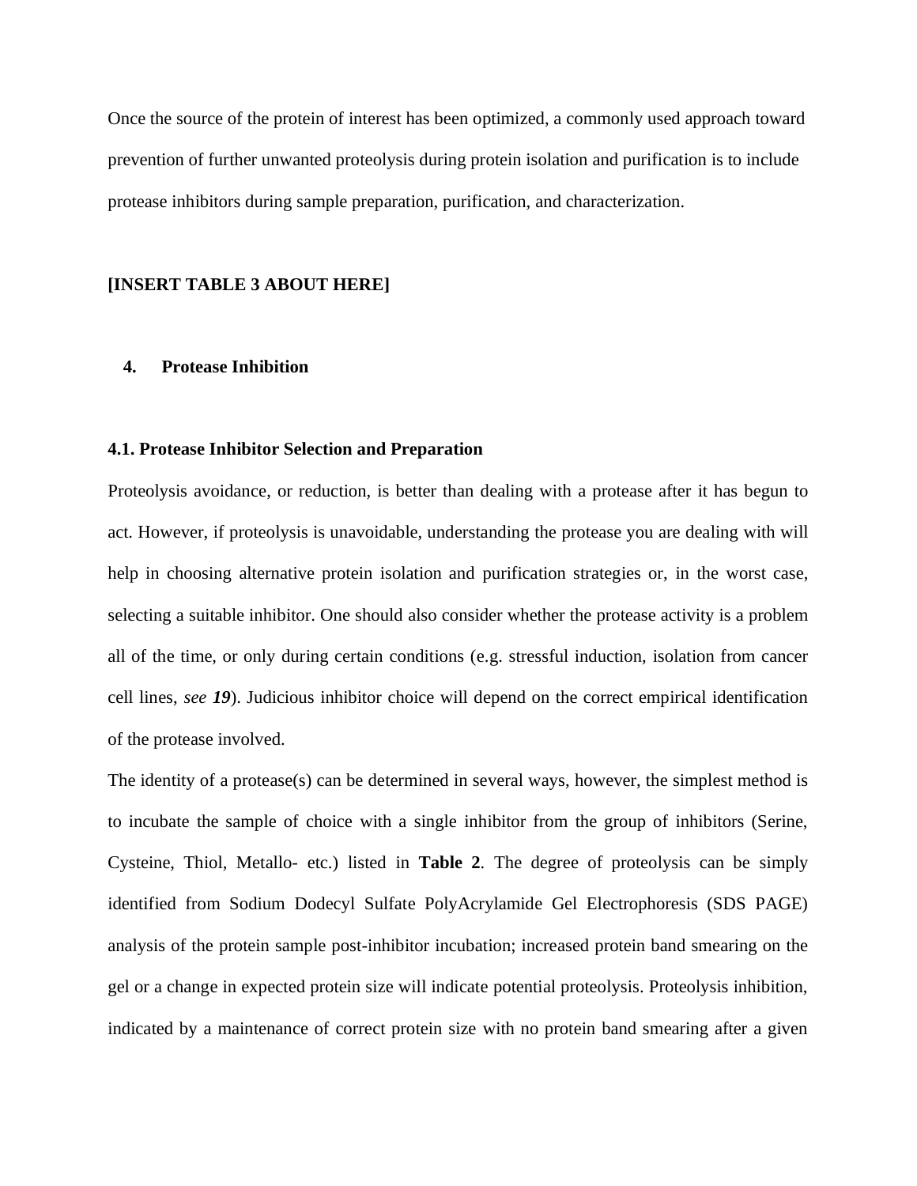Once the source of the protein of interest has been optimized, a commonly used approach toward prevention of further unwanted proteolysis during protein isolation and purification is to include protease inhibitors during sample preparation, purification, and characterization.

**[INSERT TABLE 3 ABOUT HERE]**

## 4. Protease Inhibition

### 4.1. Protease Inhibitor Selection and Preparation

Proteolysis avoidance, or reduction, is better than dealing with a protease after it has begun to act. However, if proteolysis is unavoidable, understanding the protease you are dealing with will help in choosing alternative protein isolation and purification strategies or, in the worst case, selecting a suitable inhibitor. One should also consider whether the protease activity is a problem all of the time, or only during certain conditions (e.g. stressful induction, isolation from cancer cell lines, *see **19***). Judicious inhibitor choice will depend on the correct empirical identification of the protease involved.

The identity of a protease(s) can be determined in several ways, however, the simplest method is to incubate the sample of choice with a single inhibitor from the group of inhibitors (Serine, Cysteine, Thiol, Metallo- etc.) listed in **Table 2**. The degree of proteolysis can be simply identified from Sodium Dodecyl Sulfate PolyAcrylamide Gel Electrophoresis (SDS PAGE) analysis of the protein sample post-inhibitor incubation; increased protein band smearing on the gel or a change in expected protein size will indicate potential proteolysis. Proteolysis inhibition, indicated by a maintenance of correct protein size with no protein band smearing after a given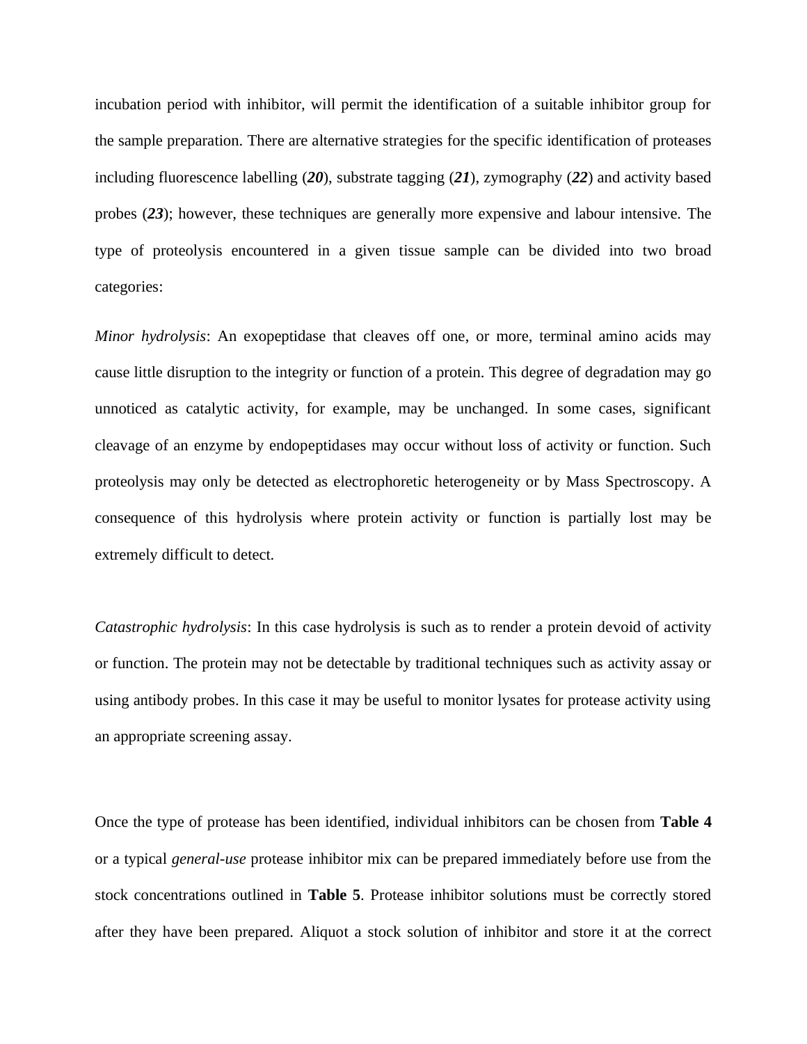incubation period with inhibitor, will permit the identification of a suitable inhibitor group for the sample preparation. There are alternative strategies for the specific identification of proteases including fluorescence labelling (***20***), substrate tagging (***21***), zymography (***22***) and activity based probes (***23***); however, these techniques are generally more expensive and labour intensive. The type of proteolysis encountered in a given tissue sample can be divided into two broad categories:

*Minor hydrolysis*: An exopeptidase that cleaves off one, or more, terminal amino acids may cause little disruption to the integrity or function of a protein. This degree of degradation may go unnoticed as catalytic activity, for example, may be unchanged. In some cases, significant cleavage of an enzyme by endopeptidases may occur without loss of activity or function. Such proteolysis may only be detected as electrophoretic heterogeneity or by Mass Spectroscopy. A consequence of this hydrolysis where protein activity or function is partially lost may be extremely difficult to detect.

*Catastrophic hydrolysis*: In this case hydrolysis is such as to render a protein devoid of activity or function. The protein may not be detectable by traditional techniques such as activity assay or using antibody probes. In this case it may be useful to monitor lysates for protease activity using an appropriate screening assay.

Once the type of protease has been identified, individual inhibitors can be chosen from **Table 4** or a typical *general-use* protease inhibitor mix can be prepared immediately before use from the stock concentrations outlined in **Table 5**. Protease inhibitor solutions must be correctly stored after they have been prepared. Aliquot a stock solution of inhibitor and store it at the correct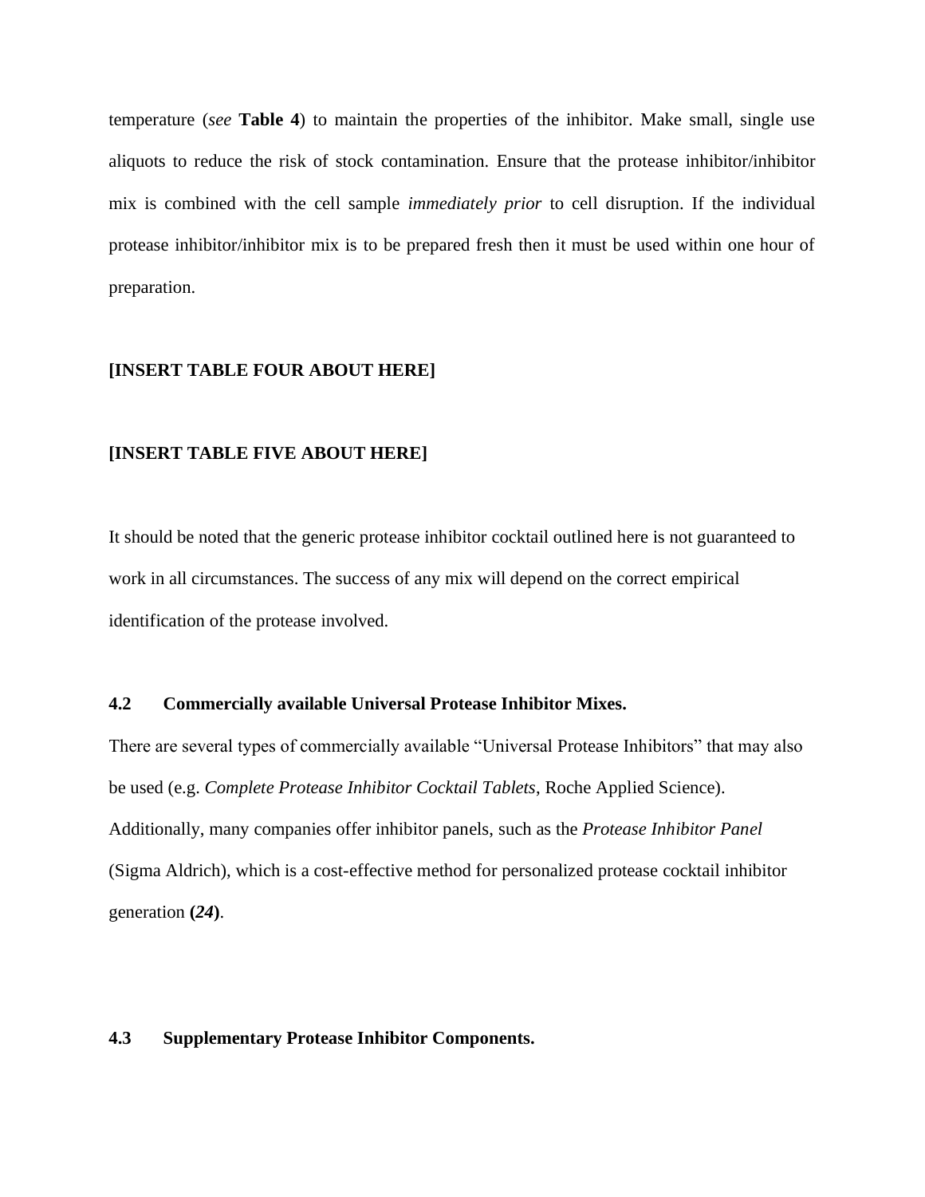temperature (*see* **Table 4**) to maintain the properties of the inhibitor. Make small, single use aliquots to reduce the risk of stock contamination. Ensure that the protease inhibitor/inhibitor mix is combined with the cell sample *immediately prior* to cell disruption. If the individual protease inhibitor/inhibitor mix is to be prepared fresh then it must be used within one hour of preparation.

**[INSERT TABLE FOUR ABOUT HERE]**

**[INSERT TABLE FIVE ABOUT HERE]**

It should be noted that the generic protease inhibitor cocktail outlined here is not guaranteed to work in all circumstances. The success of any mix will depend on the correct empirical identification of the protease involved.

### 4.2 Commercially available Universal Protease Inhibitor Mixes.

There are several types of commercially available "Universal Protease Inhibitors" that may also be used (e.g. *Complete Protease Inhibitor Cocktail Tablets*, Roche Applied Science). Additionally, many companies offer inhibitor panels, such as the *Protease Inhibitor Panel* (Sigma Aldrich), which is a cost-effective method for personalized protease cocktail inhibitor generation **(*24*)**.

### 4.3 Supplementary Protease Inhibitor Components.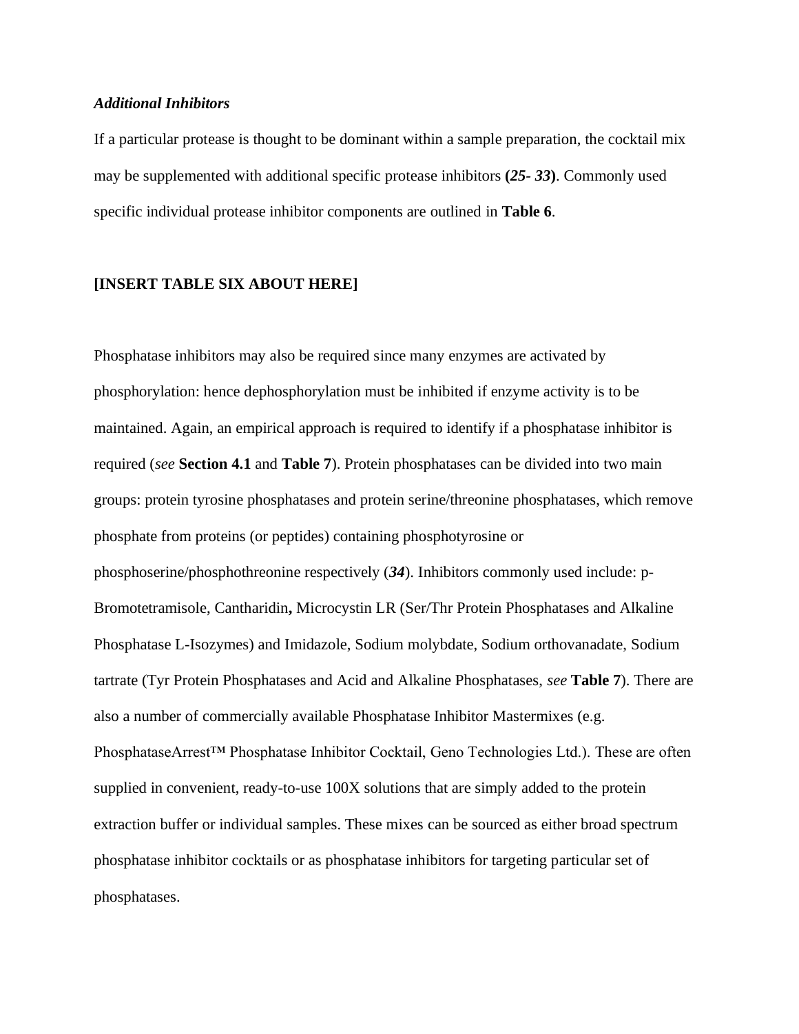***Additional Inhibitors***

If a particular protease is thought to be dominant within a sample preparation, the cocktail mix may be supplemented with additional specific protease inhibitors **(*25- 33*)**. Commonly used specific individual protease inhibitor components are outlined in **Table 6**.

**[INSERT TABLE SIX ABOUT HERE]**

Phosphatase inhibitors may also be required since many enzymes are activated by phosphorylation: hence dephosphorylation must be inhibited if enzyme activity is to be maintained. Again, an empirical approach is required to identify if a phosphatase inhibitor is required (*see* **Section 4.1** and **Table 7**). Protein phosphatases can be divided into two main groups: protein tyrosine phosphatases and protein serine/threonine phosphatases, which remove phosphate from proteins (or peptides) containing phosphotyrosine or phosphoserine/phosphothreonine respectively (***34***). Inhibitors commonly used include: p-Bromotetramisole, Cantharidin**,** Microcystin LR (Ser/Thr Protein Phosphatases and Alkaline Phosphatase L-Isozymes) and Imidazole, Sodium molybdate, Sodium orthovanadate, Sodium tartrate (Tyr Protein Phosphatases and Acid and Alkaline Phosphatases, *see* **Table 7**). There are also a number of commercially available Phosphatase Inhibitor Mastermixes (e.g. PhosphataseArrest™ Phosphatase Inhibitor Cocktail, Geno Technologies Ltd.). These are often supplied in convenient, ready-to-use 100X solutions that are simply added to the protein extraction buffer or individual samples. These mixes can be sourced as either broad spectrum phosphatase inhibitor cocktails or as phosphatase inhibitors for targeting particular set of phosphatases.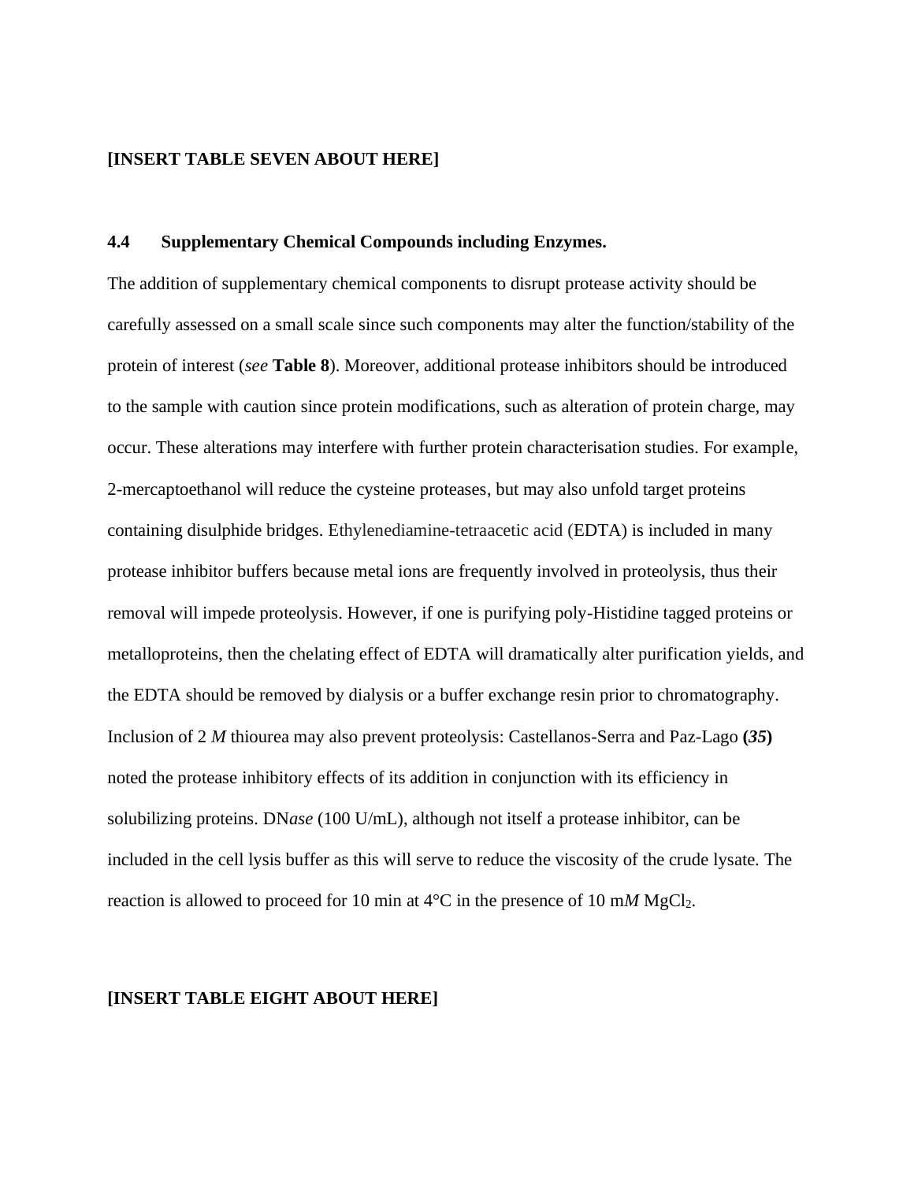**[INSERT TABLE SEVEN ABOUT HERE]**

### 4.4 Supplementary Chemical Compounds including Enzymes.

The addition of supplementary chemical components to disrupt protease activity should be carefully assessed on a small scale since such components may alter the function/stability of the protein of interest (*see* **Table 8**). Moreover, additional protease inhibitors should be introduced to the sample with caution since protein modifications, such as alteration of protein charge, may occur. These alterations may interfere with further protein characterisation studies. For example, 2-mercaptoethanol will reduce the cysteine proteases, but may also unfold target proteins containing disulphide bridges. Ethylenediamine-tetraacetic acid (EDTA) is included in many protease inhibitor buffers because metal ions are frequently involved in proteolysis, thus their removal will impede proteolysis. However, if one is purifying poly-Histidine tagged proteins or metalloproteins, then the chelating effect of EDTA will dramatically alter purification yields, and the EDTA should be removed by dialysis or a buffer exchange resin prior to chromatography. Inclusion of 2 *M* thiourea may also prevent proteolysis: Castellanos-Serra and Paz-Lago **(*35*)** noted the protease inhibitory effects of its addition in conjunction with its efficiency in solubilizing proteins. DN*ase* (100 U/mL), although not itself a protease inhibitor, can be included in the cell lysis buffer as this will serve to reduce the viscosity of the crude lysate. The reaction is allowed to proceed for 10 min at 4°C in the presence of 10 m*M* $MgCl_2$.

**[INSERT TABLE EIGHT ABOUT HERE]**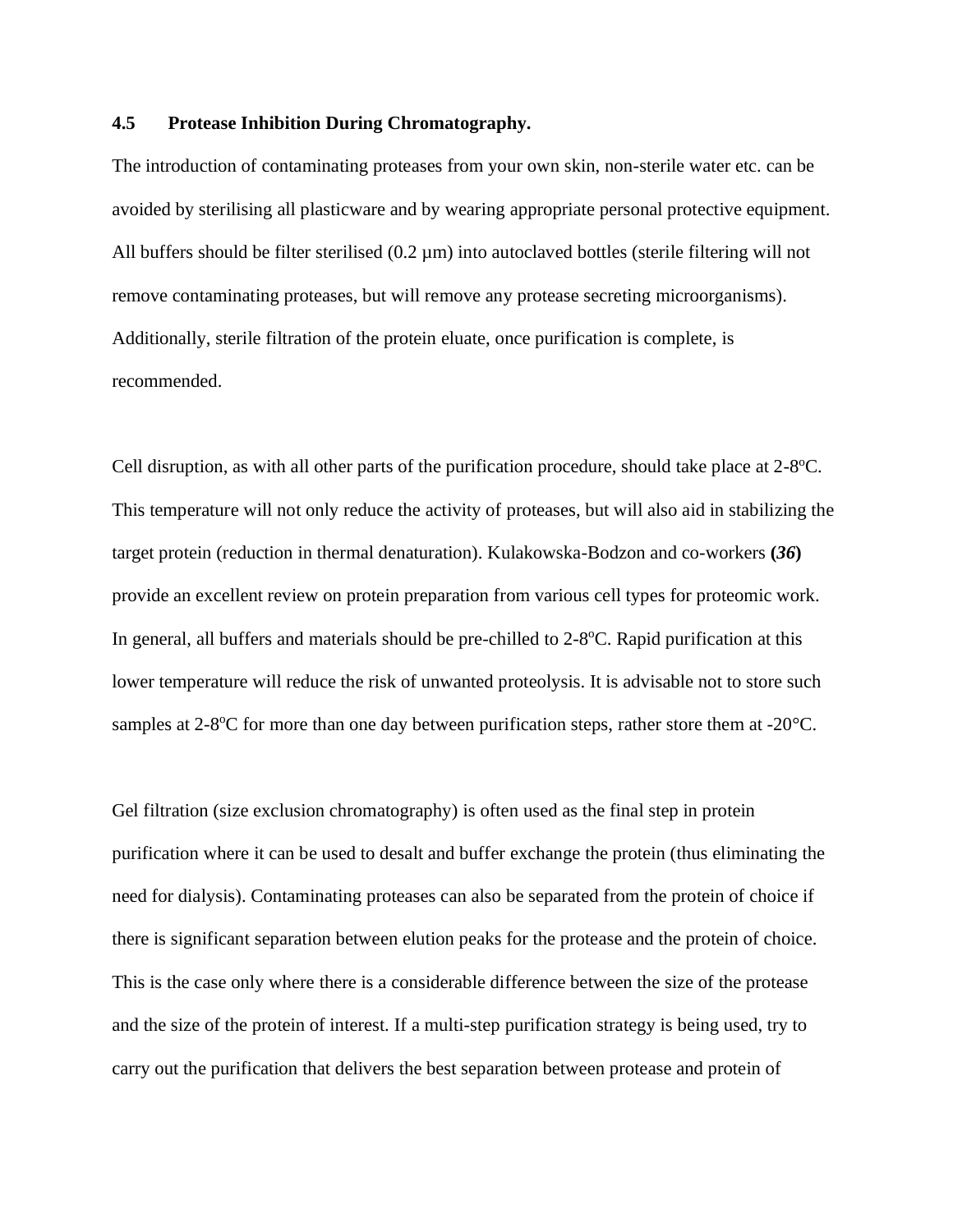### 4.5 Protease Inhibition During Chromatography.

The introduction of contaminating proteases from your own skin, non-sterile water etc. can be avoided by sterilising all plasticware and by wearing appropriate personal protective equipment. All buffers should be filter sterilised (0.2 µm) into autoclaved bottles (sterile filtering will not remove contaminating proteases, but will remove any protease secreting microorganisms). Additionally, sterile filtration of the protein eluate, once purification is complete, is recommended.

Cell disruption, as with all other parts of the purification procedure, should take place at 2-8$^{o}$C. This temperature will not only reduce the activity of proteases, but will also aid in stabilizing the target protein (reduction in thermal denaturation). Kulakowska-Bodzon and co-workers **(*36*)** provide an excellent review on protein preparation from various cell types for proteomic work. In general, all buffers and materials should be pre-chilled to 2-8$^{o}$C. Rapid purification at this lower temperature will reduce the risk of unwanted proteolysis. It is advisable not to store such samples at 2-8$^{o}$C for more than one day between purification steps, rather store them at -20°C.

Gel filtration (size exclusion chromatography) is often used as the final step in protein purification where it can be used to desalt and buffer exchange the protein (thus eliminating the need for dialysis). Contaminating proteases can also be separated from the protein of choice if there is significant separation between elution peaks for the protease and the protein of choice. This is the case only where there is a considerable difference between the size of the protease and the size of the protein of interest. If a multi-step purification strategy is being used, try to carry out the purification that delivers the best separation between protease and protein of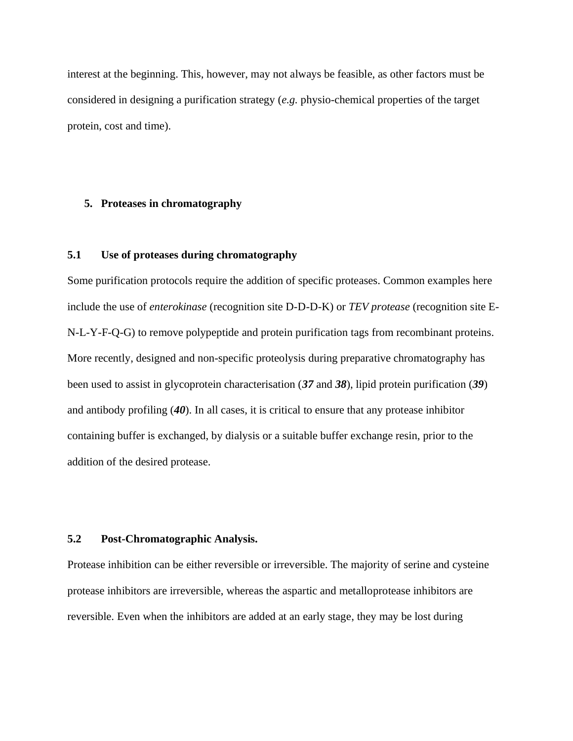interest at the beginning. This, however, may not always be feasible, as other factors must be considered in designing a purification strategy (*e.g.* physio-chemical properties of the target protein, cost and time).

## 5. Proteases in chromatography

### 5.1 Use of proteases during chromatography

Some purification protocols require the addition of specific proteases. Common examples here include the use of *enterokinase* (recognition site D-D-D-K) or *TEV protease* (recognition site E-N-L-Y-F-Q-G) to remove polypeptide and protein purification tags from recombinant proteins. More recently, designed and non-specific proteolysis during preparative chromatography has been used to assist in glycoprotein characterisation (***37*** and ***38***), lipid protein purification (***39***) and antibody profiling (***40***). In all cases, it is critical to ensure that any protease inhibitor containing buffer is exchanged, by dialysis or a suitable buffer exchange resin, prior to the addition of the desired protease.

### 5.2 Post-Chromatographic Analysis.

Protease inhibition can be either reversible or irreversible. The majority of serine and cysteine protease inhibitors are irreversible, whereas the aspartic and metalloprotease inhibitors are reversible. Even when the inhibitors are added at an early stage, they may be lost during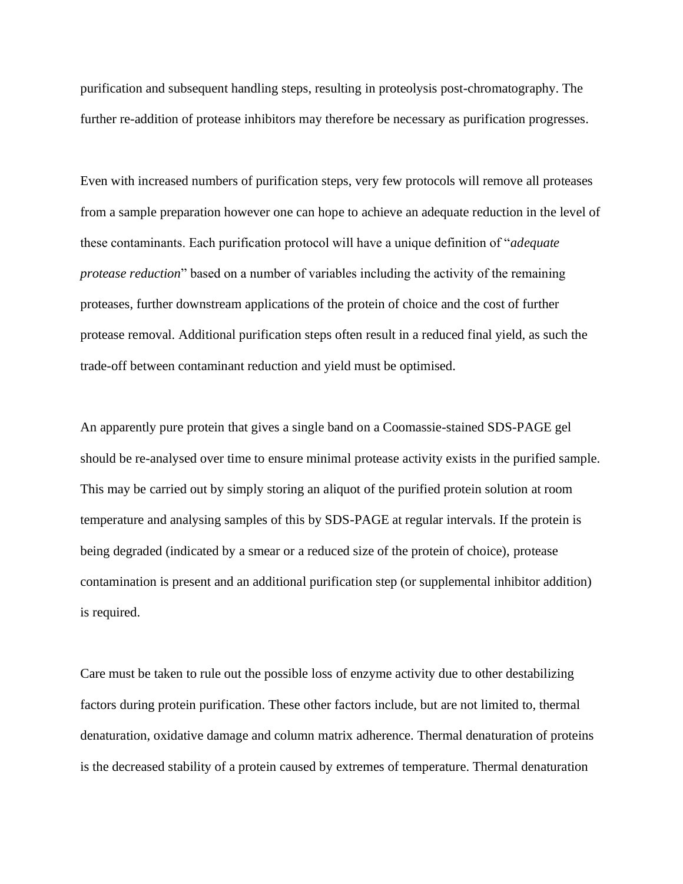purification and subsequent handling steps, resulting in proteolysis post-chromatography. The further re-addition of protease inhibitors may therefore be necessary as purification progresses.

Even with increased numbers of purification steps, very few protocols will remove all proteases from a sample preparation however one can hope to achieve an adequate reduction in the level of these contaminants. Each purification protocol will have a unique definition of "*adequate protease reduction*" based on a number of variables including the activity of the remaining proteases, further downstream applications of the protein of choice and the cost of further protease removal. Additional purification steps often result in a reduced final yield, as such the trade-off between contaminant reduction and yield must be optimised.

An apparently pure protein that gives a single band on a Coomassie-stained SDS-PAGE gel should be re-analysed over time to ensure minimal protease activity exists in the purified sample. This may be carried out by simply storing an aliquot of the purified protein solution at room temperature and analysing samples of this by SDS-PAGE at regular intervals. If the protein is being degraded (indicated by a smear or a reduced size of the protein of choice), protease contamination is present and an additional purification step (or supplemental inhibitor addition) is required.

Care must be taken to rule out the possible loss of enzyme activity due to other destabilizing factors during protein purification. These other factors include, but are not limited to, thermal denaturation, oxidative damage and column matrix adherence. Thermal denaturation of proteins is the decreased stability of a protein caused by extremes of temperature. Thermal denaturation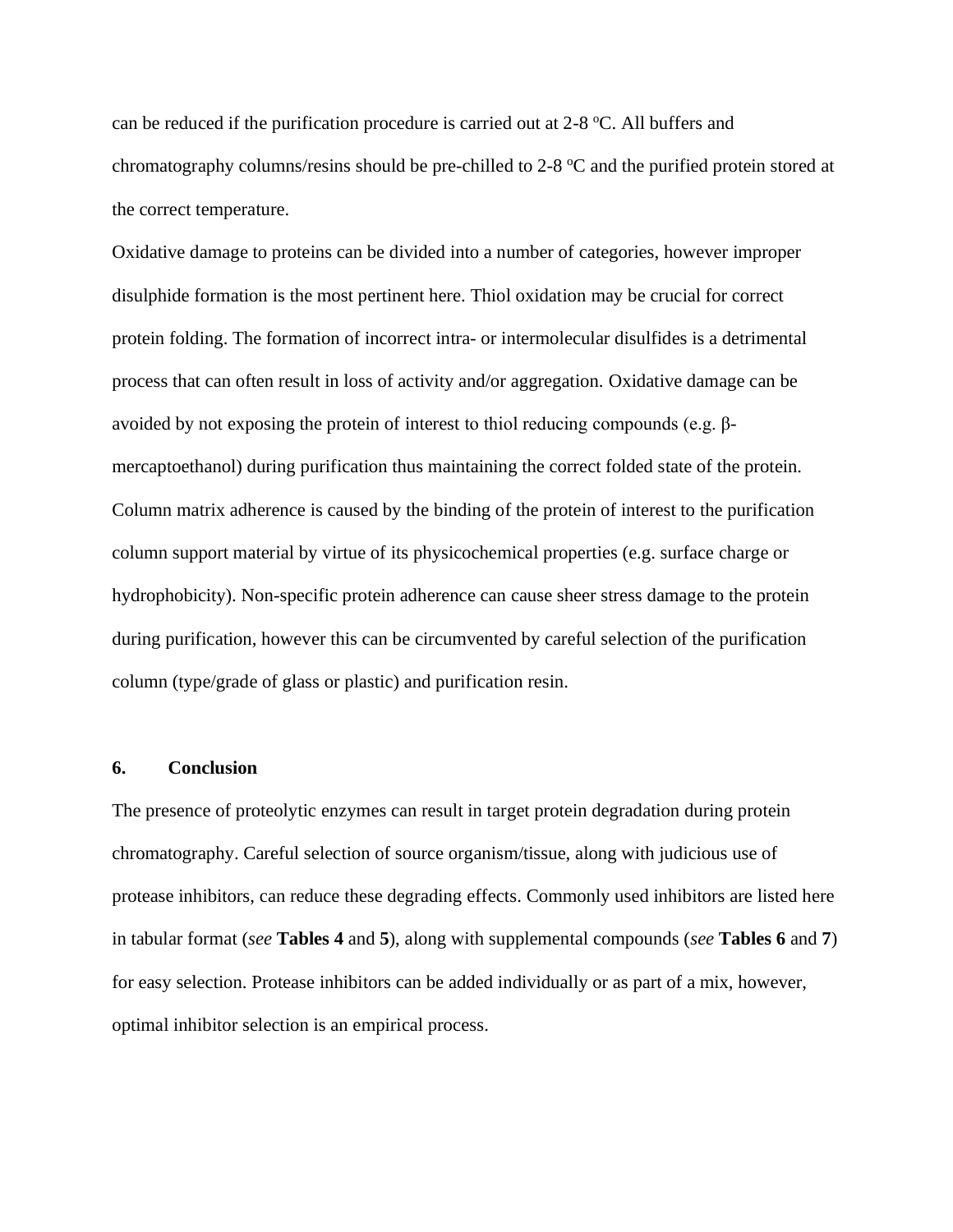can be reduced if the purification procedure is carried out at 2-8 $^{o}$C. All buffers and chromatography columns/resins should be pre-chilled to 2-8 $^{o}$C and the purified protein stored at the correct temperature.

Oxidative damage to proteins can be divided into a number of categories, however improper disulphide formation is the most pertinent here. Thiol oxidation may be crucial for correct protein folding. The formation of incorrect intra- or intermolecular disulfides is a detrimental process that can often result in loss of activity and/or aggregation. Oxidative damage can be avoided by not exposing the protein of interest to thiol reducing compounds (e.g. β-mercaptoethanol) during purification thus maintaining the correct folded state of the protein. Column matrix adherence is caused by the binding of the protein of interest to the purification column support material by virtue of its physicochemical properties (e.g. surface charge or hydrophobicity). Non-specific protein adherence can cause sheer stress damage to the protein during purification, however this can be circumvented by careful selection of the purification column (type/grade of glass or plastic) and purification resin.

## 6. Conclusion

The presence of proteolytic enzymes can result in target protein degradation during protein chromatography. Careful selection of source organism/tissue, along with judicious use of protease inhibitors, can reduce these degrading effects. Commonly used inhibitors are listed here in tabular format (*see* **Tables 4** and **5**), along with supplemental compounds (*see* **Tables 6** and **7**) for easy selection. Protease inhibitors can be added individually or as part of a mix, however, optimal inhibitor selection is an empirical process.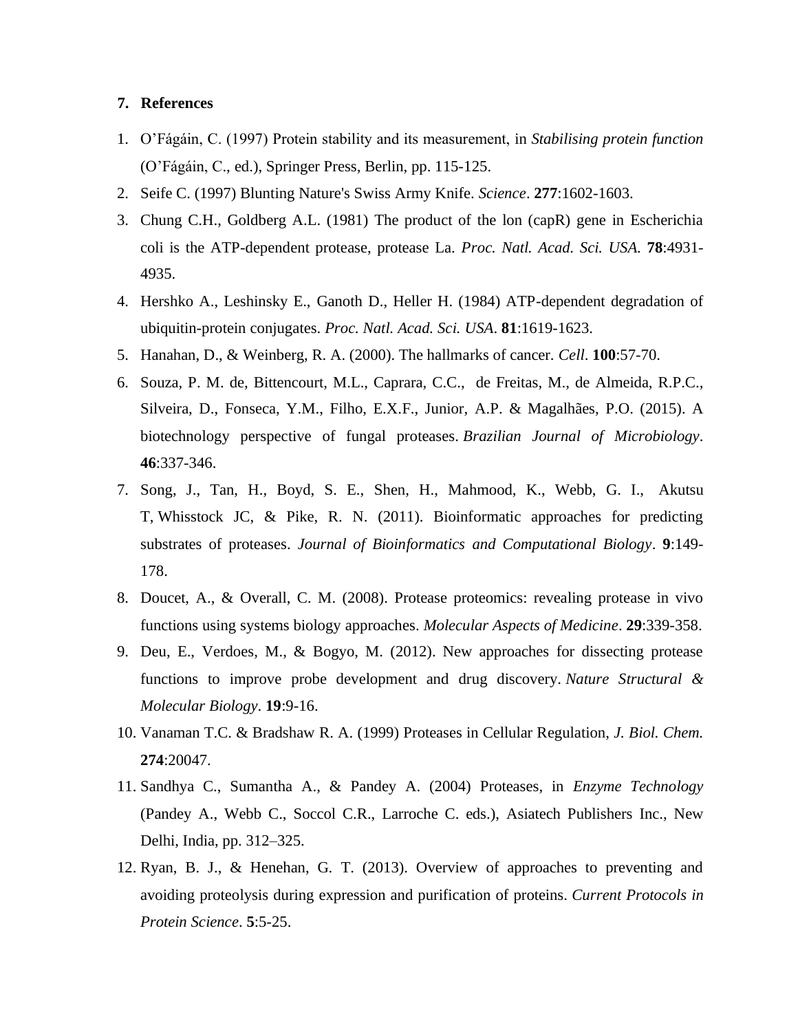## 7. References

1. O'Fágáin, C. (1997) Protein stability and its measurement, in *Stabilising protein function* (O'Fágáin, C., ed.), Springer Press, Berlin, pp. 115-125.
2. Seife C. (1997) Blunting Nature's Swiss Army Knife. *Science*. **277**:1602-1603.
3. Chung C.H., Goldberg A.L. (1981) The product of the lon (capR) gene in Escherichia coli is the ATP-dependent protease, protease La. *Proc. Natl. Acad. Sci. USA.* **78**:4931-4935.
4. Hershko A., Leshinsky E., Ganoth D., Heller H. (1984) ATP-dependent degradation of ubiquitin-protein conjugates. *Proc. Natl. Acad. Sci. USA*. **81**:1619-1623.
5. Hanahan, D., & Weinberg, R. A. (2000). The hallmarks of cancer. *Cell*. **100**:57-70.
6. Souza, P. M. de, Bittencourt, M.L., Caprara, C.C., de Freitas, M., de Almeida, R.P.C., Silveira, D., Fonseca, Y.M., Filho, E.X.F., Junior, A.P. & Magalhães, P.O. (2015). A biotechnology perspective of fungal proteases. *Brazilian Journal of Microbiology*. **46**:337-346.
7. Song, J., Tan, H., Boyd, S. E., Shen, H., Mahmood, K., Webb, G. I., Akutsu T, Whisstock JC, & Pike, R. N. (2011). Bioinformatic approaches for predicting substrates of proteases. *Journal of Bioinformatics and Computational Biology*. **9**:149-178.
8. Doucet, A., & Overall, C. M. (2008). Protease proteomics: revealing protease in vivo functions using systems biology approaches. *Molecular Aspects of Medicine*. **29**:339-358.
9. Deu, E., Verdoes, M., & Bogyo, M. (2012). New approaches for dissecting protease functions to improve probe development and drug discovery. *Nature Structural & Molecular Biology*. **19**:9-16.
10. Vanaman T.C. & Bradshaw R. A. (1999) Proteases in Cellular Regulation, *J. Biol. Chem.* **274**:20047.
11. Sandhya C., Sumantha A., & Pandey A. (2004) Proteases, in *Enzyme Technology* (Pandey A., Webb C., Soccol C.R., Larroche C. eds.), Asiatech Publishers Inc., New Delhi, India, pp. 312–325.
12. Ryan, B. J., & Henehan, G. T. (2013). Overview of approaches to preventing and avoiding proteolysis during expression and purification of proteins. *Current Protocols in Protein Science*. **5**:5-25.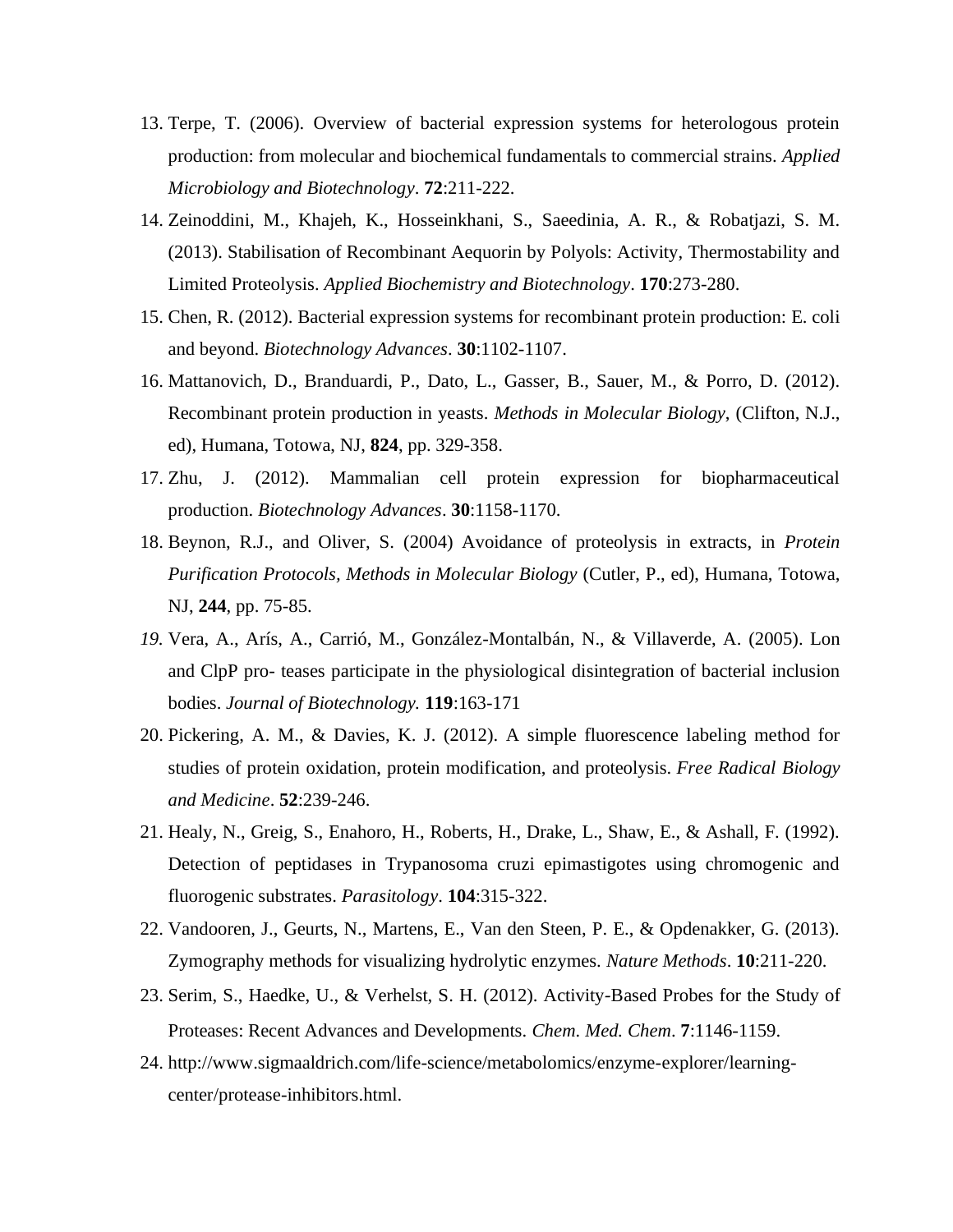13. Terpe, T. (2006). Overview of bacterial expression systems for heterologous protein production: from molecular and biochemical fundamentals to commercial strains. *Applied Microbiology and Biotechnology*. **72**:211-222.
14. Zeinoddini, M., Khajeh, K., Hosseinkhani, S., Saeedinia, A. R., & Robatjazi, S. M. (2013). Stabilisation of Recombinant Aequorin by Polyols: Activity, Thermostability and Limited Proteolysis. *Applied Biochemistry and Biotechnology*. **170**:273-280.
15. Chen, R. (2012). Bacterial expression systems for recombinant protein production: E. coli and beyond. *Biotechnology Advances*. **30**:1102-1107.
16. Mattanovich, D., Branduardi, P., Dato, L., Gasser, B., Sauer, M., & Porro, D. (2012). Recombinant protein production in yeasts. *Methods in Molecular Biology*, (Clifton, N.J., ed), Humana, Totowa, NJ, **824**, pp. 329-358.
17. Zhu, J. (2012). Mammalian cell protein expression for biopharmaceutical production. *Biotechnology Advances*. **30**:1158-1170.
18. Beynon, R.J., and Oliver, S. (2004) Avoidance of proteolysis in extracts, in *Protein Purification Protocols, Methods in Molecular Biology* (Cutler, P., ed), Humana, Totowa, NJ, **244**, pp. 75-85.
19. Vera, A., Arís, A., Carrió, M., González-Montalbán, N., & Villaverde, A. (2005). Lon and ClpP pro- teases participate in the physiological disintegration of bacterial inclusion bodies. *Journal of Biotechnology.* **119**:163-171
20. Pickering, A. M., & Davies, K. J. (2012). A simple fluorescence labeling method for studies of protein oxidation, protein modification, and proteolysis. *Free Radical Biology and Medicine*. **52**:239-246.
21. Healy, N., Greig, S., Enahoro, H., Roberts, H., Drake, L., Shaw, E., & Ashall, F. (1992). Detection of peptidases in Trypanosoma cruzi epimastigotes using chromogenic and fluorogenic substrates. *Parasitology*. **104**:315-322.
22. Vandooren, J., Geurts, N., Martens, E., Van den Steen, P. E., & Opdenakker, G. (2013). Zymography methods for visualizing hydrolytic enzymes. *Nature Methods*. **10**:211-220.
23. Serim, S., Haedke, U., & Verhelst, S. H. (2012). Activity-Based Probes for the Study of Proteases: Recent Advances and Developments. *Chem. Med. Chem*. **7**:1146-1159.
24. http://www.sigmaaldrich.com/life-science/metabolomics/enzyme-explorer/learning-center/protease-inhibitors.html.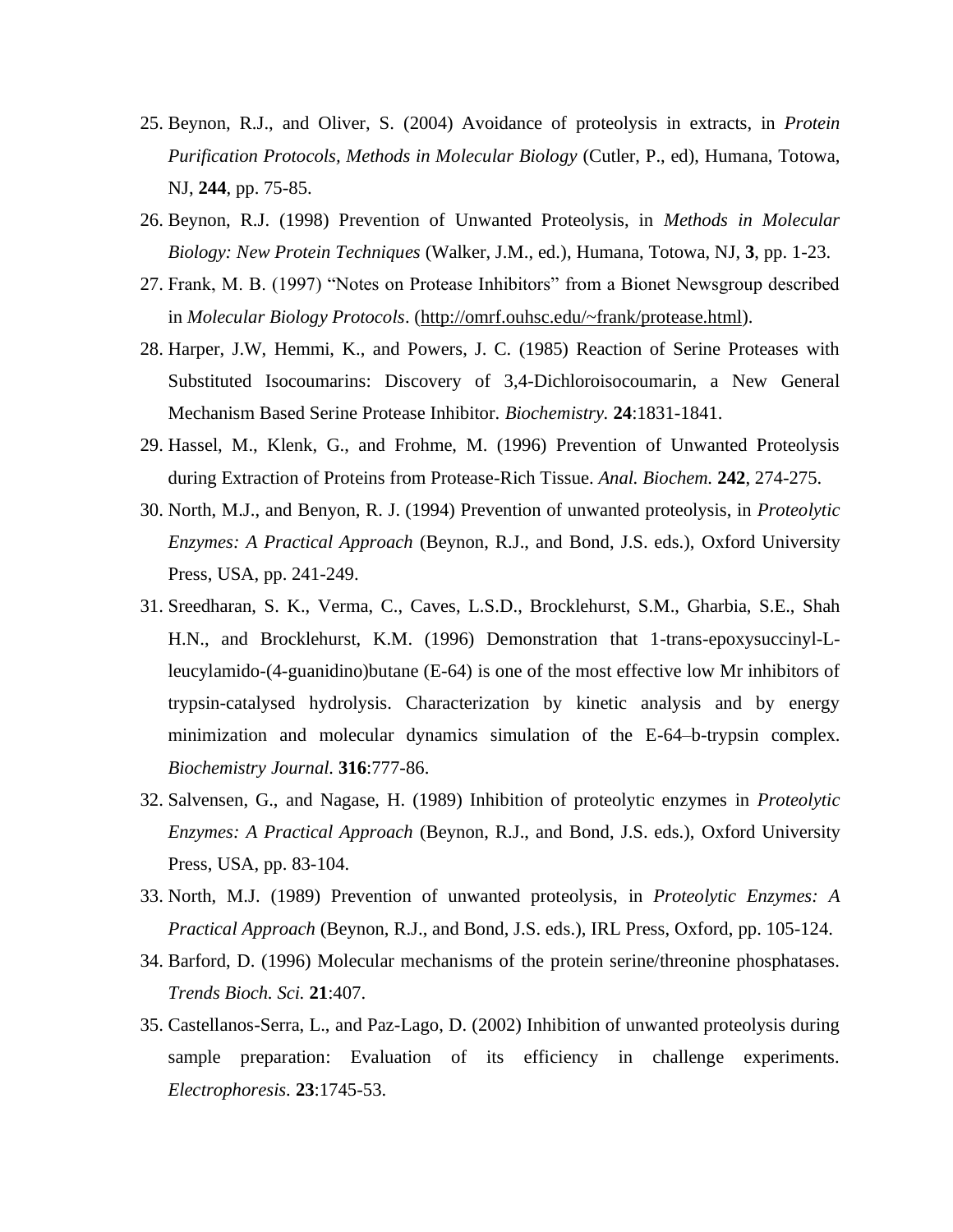25. Beynon, R.J., and Oliver, S. (2004) Avoidance of proteolysis in extracts, in *Protein Purification Protocols, Methods in Molecular Biology* (Cutler, P., ed), Humana, Totowa, NJ, **244**, pp. 75-85.
26. Beynon, R.J. (1998) Prevention of Unwanted Proteolysis, in *Methods in Molecular Biology: New Protein Techniques* (Walker, J.M., ed.), Humana, Totowa, NJ, **3**, pp. 1-23.
27. Frank, M. B. (1997) "Notes on Protease Inhibitors" from a Bionet Newsgroup described in *Molecular Biology Protocols*. (http://omrf.ouhsc.edu/~frank/protease.html).
28. Harper, J.W, Hemmi, K., and Powers, J. C. (1985) Reaction of Serine Proteases with Substituted Isocoumarins: Discovery of 3,4-Dichloroisocoumarin, a New General Mechanism Based Serine Protease Inhibitor. *Biochemistry.* **24**:1831-1841.
29. Hassel, M., Klenk, G., and Frohme, M. (1996) Prevention of Unwanted Proteolysis during Extraction of Proteins from Protease-Rich Tissue. *Anal. Biochem.* **242**, 274-275.
30. North, M.J., and Benyon, R. J. (1994) Prevention of unwanted proteolysis, in *Proteolytic Enzymes: A Practical Approach* (Beynon, R.J., and Bond, J.S. eds.), Oxford University Press, USA, pp. 241-249.
31. Sreedharan, S. K., Verma, C., Caves, L.S.D., Brocklehurst, S.M., Gharbia, S.E., Shah H.N., and Brocklehurst, K.M. (1996) Demonstration that 1-trans-epoxysuccinyl-L-leucylamido-(4-guanidino)butane (E-64) is one of the most effective low Mr inhibitors of trypsin-catalysed hydrolysis. Characterization by kinetic analysis and by energy minimization and molecular dynamics simulation of the E-64–b-trypsin complex. *Biochemistry Journal.* **316**:777-86.
32. Salvensen, G., and Nagase, H. (1989) Inhibition of proteolytic enzymes in *Proteolytic Enzymes: A Practical Approach* (Beynon, R.J., and Bond, J.S. eds.), Oxford University Press, USA, pp. 83-104.
33. North, M.J. (1989) Prevention of unwanted proteolysis, in *Proteolytic Enzymes: A Practical Approach* (Beynon, R.J., and Bond, J.S. eds.), IRL Press, Oxford, pp. 105-124.
34. Barford, D. (1996) Molecular mechanisms of the protein serine/threonine phosphatases. *Trends Bioch. Sci.* **21**:407.
35. Castellanos-Serra, L., and Paz-Lago, D. (2002) Inhibition of unwanted proteolysis during sample preparation: Evaluation of its efficiency in challenge experiments. *Electrophoresis*. **23**:1745-53.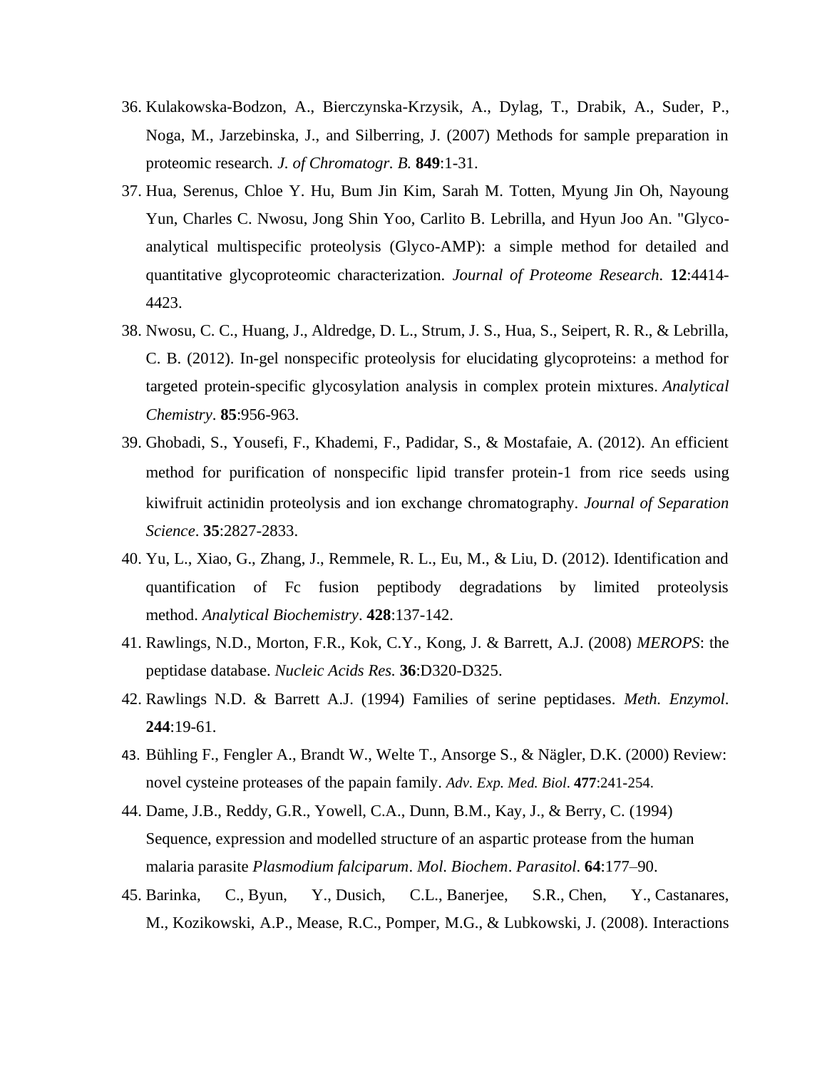36. Kulakowska-Bodzon, A., Bierczynska-Krzysik, A., Dylag, T., Drabik, A., Suder, P., Noga, M., Jarzebinska, J., and Silberring, J. (2007) Methods for sample preparation in proteomic research. *J. of Chromatogr. B.* **849**:1-31.
37. Hua, Serenus, Chloe Y. Hu, Bum Jin Kim, Sarah M. Totten, Myung Jin Oh, Nayoung Yun, Charles C. Nwosu, Jong Shin Yoo, Carlito B. Lebrilla, and Hyun Joo An. "Glyco-analytical multispecific proteolysis (Glyco-AMP): a simple method for detailed and quantitative glycoproteomic characterization. *Journal of Proteome Research.* **12**:4414-4423.
38. Nwosu, C. C., Huang, J., Aldredge, D. L., Strum, J. S., Hua, S., Seipert, R. R., & Lebrilla, C. B. (2012). In-gel nonspecific proteolysis for elucidating glycoproteins: a method for targeted protein-specific glycosylation analysis in complex protein mixtures. *Analytical Chemistry*. **85**:956-963.
39. Ghobadi, S., Yousefi, F., Khademi, F., Padidar, S., & Mostafaie, A. (2012). An efficient method for purification of nonspecific lipid transfer protein-1 from rice seeds using kiwifruit actinidin proteolysis and ion exchange chromatography. *Journal of Separation Science*. **35**:2827-2833.
40. Yu, L., Xiao, G., Zhang, J., Remmele, R. L., Eu, M., & Liu, D. (2012). Identification and quantification of Fc fusion peptibody degradations by limited proteolysis method. *Analytical Biochemistry*. **428**:137-142.
41. Rawlings, N.D., Morton, F.R., Kok, C.Y., Kong, J. & Barrett, A.J. (2008) *MEROPS*: the peptidase database. *Nucleic Acids Res.* **36**:D320-D325.
42. Rawlings N.D. & Barrett A.J. (1994) Families of serine peptidases. *Meth. Enzymol*. **244**:19-61.
43. Bühling F., Fengler A., Brandt W., Welte T., Ansorge S., & Nägler, D.K. (2000) Review: novel cysteine proteases of the papain family. *Adv. Exp. Med. Biol*. **477**:241-254.
44. Dame, J.B., Reddy, G.R., Yowell, C.A., Dunn, B.M., Kay, J., & Berry, C. (1994) Sequence, expression and modelled structure of an aspartic protease from the human malaria parasite *Plasmodium falciparum*. *Mol. Biochem*. *Parasitol*. **64**:177–90.
45. Barinka, C., Byun, Y., Dusich, C.L., Banerjee, S.R., Chen, Y., Castanares, M., Kozikowski, A.P., Mease, R.C., Pomper, M.G., & Lubkowski, J. (2008). Interactions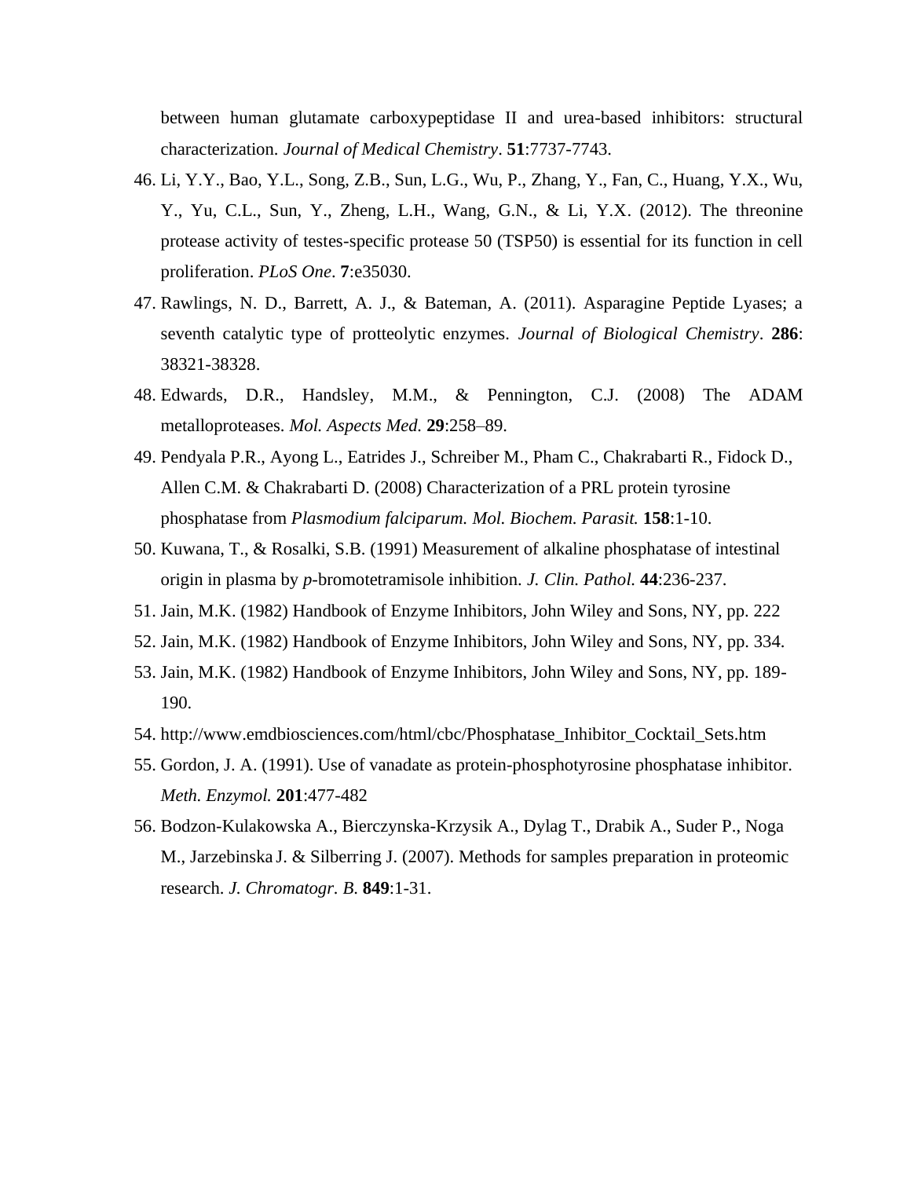between human glutamate carboxypeptidase II and urea-based inhibitors: structural characterization. *Journal of Medical Chemistry*. **51**:7737-7743.

46. Li, Y.Y., Bao, Y.L., Song, Z.B., Sun, L.G., Wu, P., Zhang, Y., Fan, C., Huang, Y.X., Wu, Y., Yu, C.L., Sun, Y., Zheng, L.H., Wang, G.N., & Li, Y.X. (2012). The threonine protease activity of testes-specific protease 50 (TSP50) is essential for its function in cell proliferation. *PLoS One*. **7**:e35030.
47. Rawlings, N. D., Barrett, A. J., & Bateman, A. (2011). Asparagine Peptide Lyases; a seventh catalytic type of protteolytic enzymes. *Journal of Biological Chemistry*. **286**: 38321-38328.
48. Edwards, D.R., Handsley, M.M., & Pennington, C.J. (2008) The ADAM metalloproteases. *Mol. Aspects Med.* **29**:258–89.
49. Pendyala P.R., Ayong L., Eatrides J., Schreiber M., Pham C., Chakrabarti R., Fidock D., Allen C.M. & Chakrabarti D. (2008) Characterization of a PRL protein tyrosine phosphatase from *Plasmodium falciparum. Mol. Biochem. Parasit.* **158**:1-10.
50. Kuwana, T., & Rosalki, S.B. (1991) Measurement of alkaline phosphatase of intestinal origin in plasma by *p*-bromotetramisole inhibition. *J. Clin. Pathol.* **44**:236-237.
51. Jain, M.K. (1982) Handbook of Enzyme Inhibitors, John Wiley and Sons, NY, pp. 222
52. Jain, M.K. (1982) Handbook of Enzyme Inhibitors, John Wiley and Sons, NY, pp. 334.
53. Jain, M.K. (1982) Handbook of Enzyme Inhibitors, John Wiley and Sons, NY, pp. 189-190.
54. http://www.emdbiosciences.com/html/cbc/Phosphatase_Inhibitor_Cocktail_Sets.htm
55. Gordon, J. A. (1991). Use of vanadate as protein-phosphotyrosine phosphatase inhibitor. *Meth. Enzymol.* **201**:477-482
56. Bodzon-Kulakowska A., Bierczynska-Krzysik A., Dylag T., Drabik A., Suder P., Noga M., Jarzebinska J. & Silberring J. (2007). Methods for samples preparation in proteomic research. *J. Chromatogr. B.* **849**:1-31.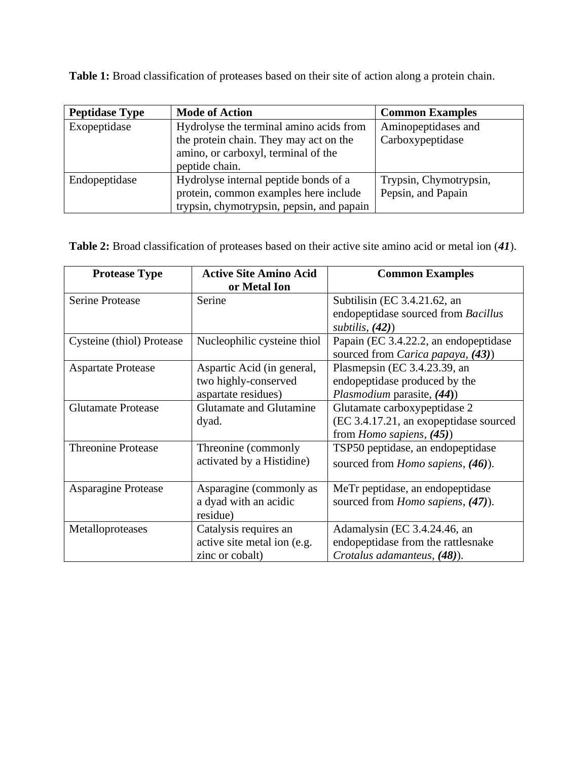**Table 1:** Broad classification of proteases based on their site of action along a protein chain.

| Peptidase Type | Mode of Action | Common Examples |
|---|---|---|
| Exopeptidase | Hydrolyse the terminal amino acids from the protein chain. They may act on the amino, or carboxyl, terminal of the peptide chain. | Aminopeptidases and Carboxypeptidase |
| Endopeptidase | Hydrolyse internal peptide bonds of a protein, common examples here include trypsin, chymotrypsin, pepsin, and papain | Trypsin, Chymotrypsin, Pepsin, and Papain |

**Table 2:** Broad classification of proteases based on their active site amino acid or metal ion (***41***).

| Protease Type | Active Site Amino Acid or Metal Ion | Common Examples |
|---|---|---|
| Serine Protease | Serine | Subtilisin (EC 3.4.21.62, an endopeptidase sourced from *Bacillus subtilis*, ***(42)***) |
| Cysteine (thiol) Protease | Nucleophilic cysteine thiol | Papain (EC 3.4.22.2, an endopeptidase sourced from *Carica papaya*, ***(43)***) |
| Aspartate Protease | Aspartic Acid (in general, two highly-conserved aspartate residues) | Plasmepsin (EC 3.4.23.39, an endopeptidase produced by the *Plasmodium* parasite, ***(44)***) |
| Glutamate Protease | Glutamate and Glutamine dyad. | Glutamate carboxypeptidase 2 (EC 3.4.17.21, an exopeptidase sourced from *Homo sapiens*, ***(45)***) |
| Threonine Protease | Threonine (commonly activated by a Histidine) | TSP50 peptidase, an endopeptidase sourced from *Homo sapiens*, ***(46)***). |
| Asparagine Protease | Asparagine (commonly as a dyad with an acidic residue) | MeTr peptidase, an endopeptidase sourced from *Homo sapiens*, ***(47)***). |
| Metalloproteases | Catalysis requires an active site metal ion (e.g. zinc or cobalt) | Adamalysin (EC 3.4.24.46, an endopeptidase from the rattlesnake *Crotalus adamanteus*, ***(48)***). |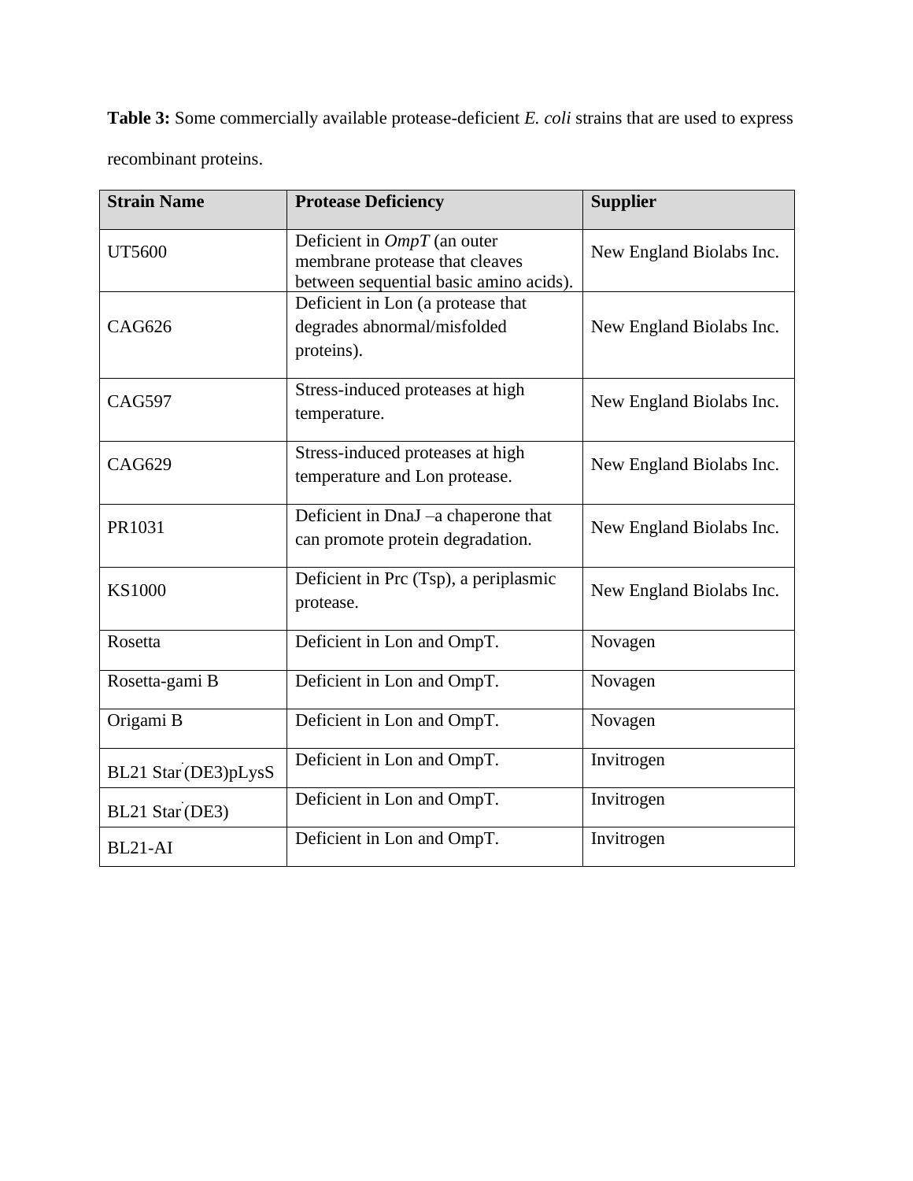**Table 3:** Some commercially available protease-deficient *E. coli* strains that are used to express recombinant proteins.

| Strain Name | Protease Deficiency | Supplier |
|---|---|---|
| UT5600 | Deficient in *OmpT* (an outer membrane protease that cleaves between sequential basic amino acids). | New England Biolabs Inc. |
| CAG626 | Deficient in Lon (a protease that degrades abnormal/misfolded proteins). | New England Biolabs Inc. |
| CAG597 | Stress-induced proteases at high temperature. | New England Biolabs Inc. |
| CAG629 | Stress-induced proteases at high temperature and Lon protease. | New England Biolabs Inc. |
| PR1031 | Deficient in DnaJ –a chaperone that can promote protein degradation. | New England Biolabs Inc. |
| KS1000 | Deficient in Prc (Tsp), a periplasmic protease. | New England Biolabs Inc. |
| Rosetta | Deficient in Lon and OmpT. | Novagen |
| Rosetta-gami B | Deficient in Lon and OmpT. | Novagen |
| Origami B | Deficient in Lon and OmpT. | Novagen |
| BL21 Star (DE3)pLysS | Deficient in Lon and OmpT. | Invitrogen |
| BL21 Star (DE3) | Deficient in Lon and OmpT. | Invitrogen |
| BL21-AI | Deficient in Lon and OmpT. | Invitrogen |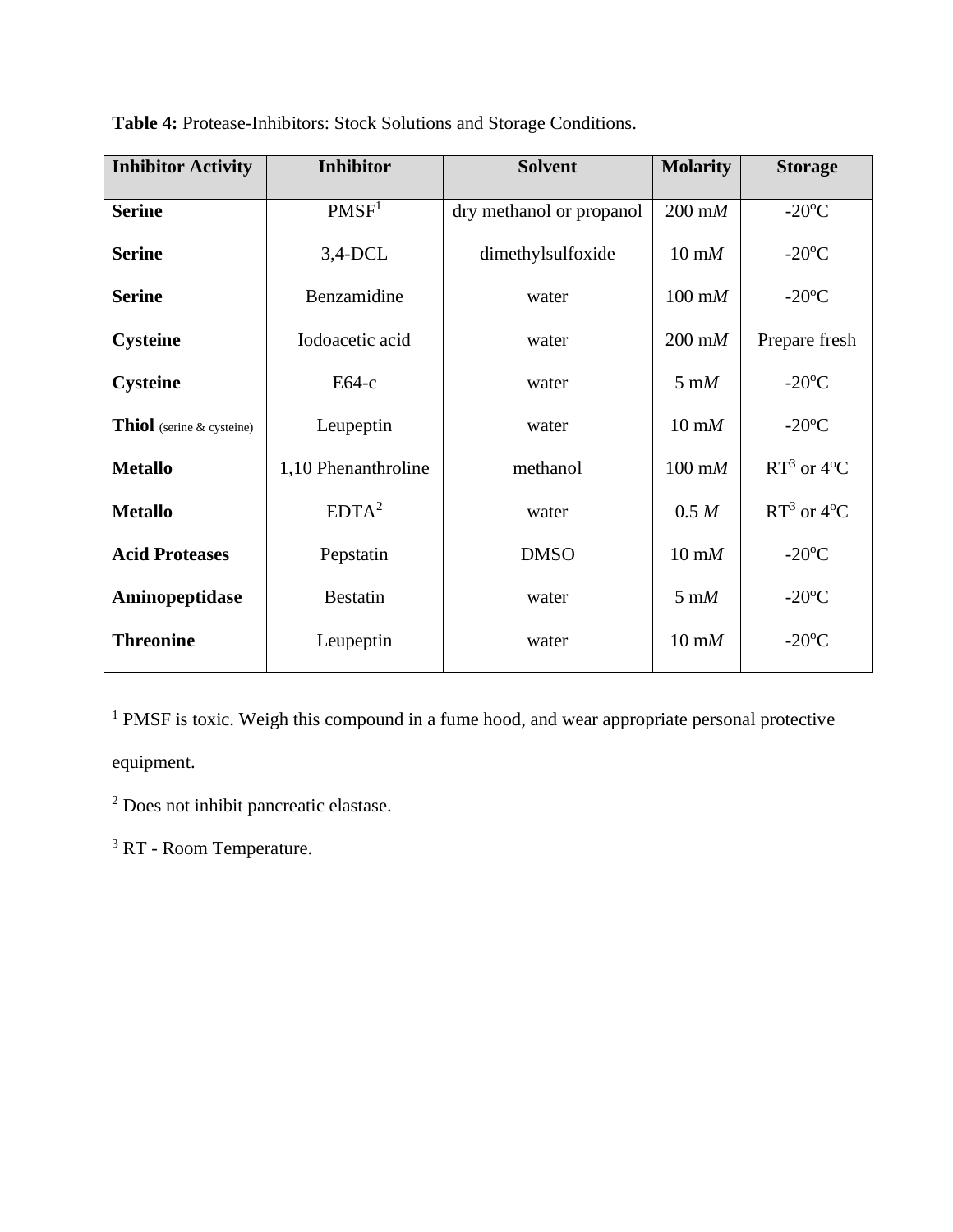**Table 4:** Protease-Inhibitors: Stock Solutions and Storage Conditions.

| Inhibitor Activity | Inhibitor | Solvent | Molarity | Storage |
|---|---|---|---|---|
| **Serine** | PMSF[1] | dry methanol or propanol | 200 m*M* | -20°C |
| **Serine** | 3,4-DCL | dimethylsulfoxide | 10 m*M* | -20°C |
| **Serine** | Benzamidine | water | 100 m*M* | -20°C |
| **Cysteine** | Iodoacetic acid | water | 200 m*M* | Prepare fresh |
| **Cysteine** | E64-c | water | 5 m*M* | -20°C |
| **Thiol** (serine & cysteine) | Leupeptin | water | 10 m*M* | -20°C |
| **Metallo** | 1,10 Phenanthroline | methanol | 100 m*M* | RT[3] or 4°C |
| **Metallo** | EDTA[2] | water | 0.5 *M* | RT[3] or 4°C |
| **Acid Proteases** | Pepstatin | DMSO | 10 m*M* | -20°C |
| **Aminopeptidase** | Bestatin | water | 5 m*M* | -20°C |
| **Threonine** | Leupeptin | water | 10 m*M* | -20°C |

[1] PMSF is toxic. Weigh this compound in a fume hood, and wear appropriate personal protective equipment.

[2] Does not inhibit pancreatic elastase.

[3] RT - Room Temperature.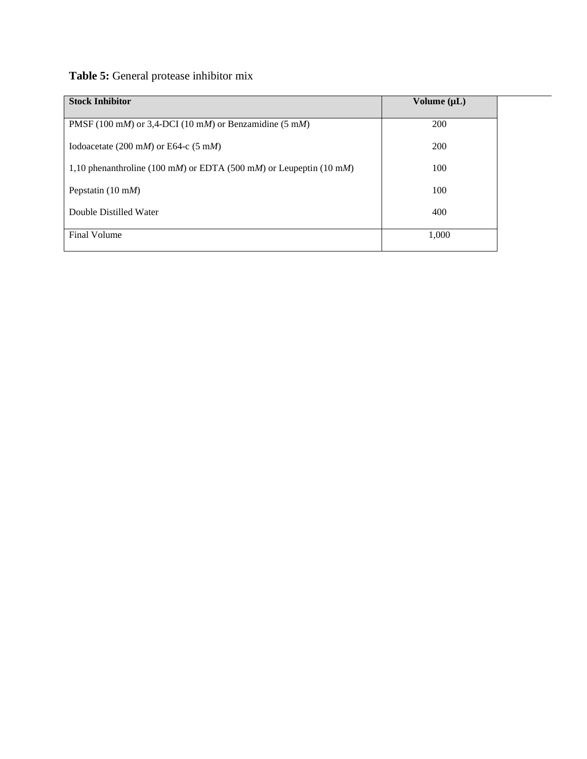**Table 5:** General protease inhibitor mix

| **Stock Inhibitor** | **Volume (μL)** |
|---|---|
| PMSF (100 m*M*) or 3,4-DCI (10 m*M*) or Benzamidine (5 m*M*) | 200 |
| Iodoacetate (200 m*M*) or E64-c (5 m*M*) | 200 |
| 1,10 phenanthroline (100 m*M*) or EDTA (500 m*M*) or Leupeptin (10 m*M*) | 100 |
| Pepstatin (10 m*M*) | 100 |
| Double Distilled Water | 400 |
| Final Volume | 1,000 |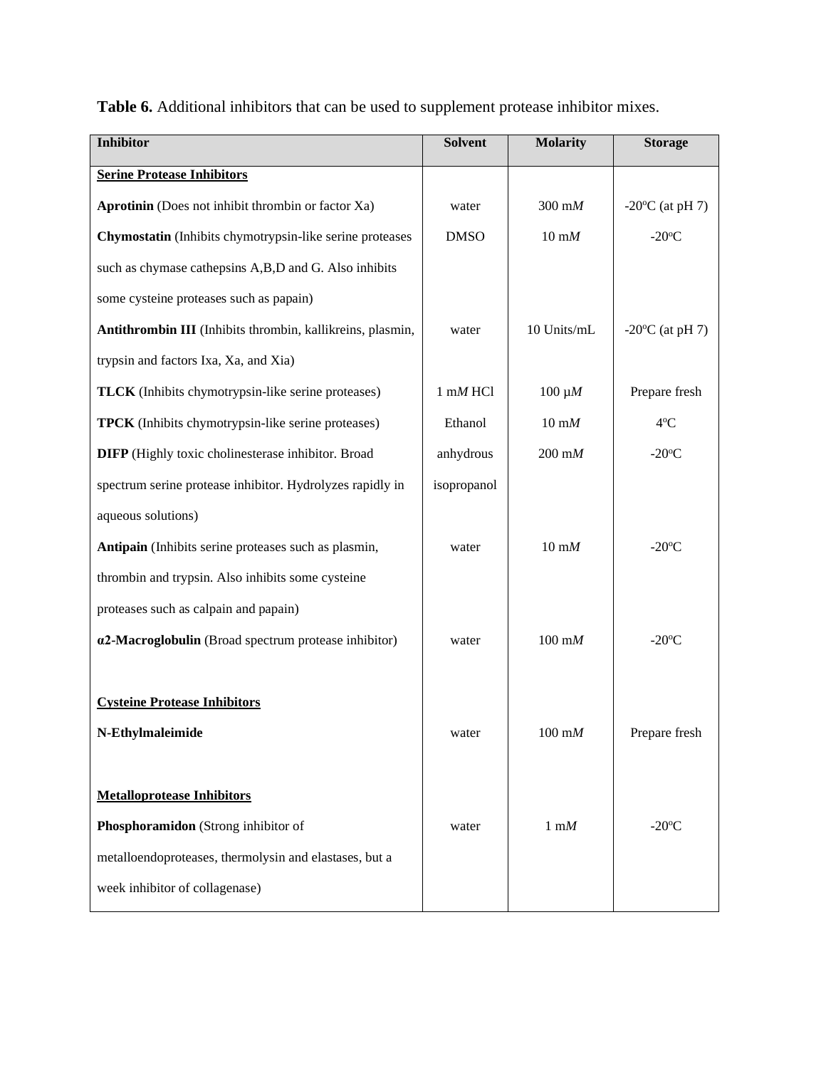**Table 6.** Additional inhibitors that can be used to supplement protease inhibitor mixes.

| Inhibitor | Solvent | Molarity | Storage |
|---|---|---|---|
| **<u>Serine Protease Inhibitors</u>** | | | |
| **Aprotinin** (Does not inhibit thrombin or factor Xa) | water | 300 m*M* | -20ºC (at pH 7) |
| **Chymostatin** (Inhibits chymotrypsin-like serine proteases such as chymase cathepsins A,B,D and G. Also inhibits some cysteine proteases such as papain) | DMSO | 10 m*M* | -20ºC |
| **Antithrombin III** (Inhibits thrombin, kallikreins, plasmin, trypsin and factors Ixa, Xa, and Xia) | water | 10 Units/mL | -20ºC (at pH 7) |
| **TLCK** (Inhibits chymotrypsin-like serine proteases) | 1 m*M* HCl | 100 µ*M* | Prepare fresh |
| **TPCK** (Inhibits chymotrypsin-like serine proteases) | Ethanol | 10 m*M* | 4ºC |
| **DIFP** (Highly toxic cholinesterase inhibitor. Broad spectrum serine protease inhibitor. Hydrolyzes rapidly in aqueous solutions) | anhydrous isopropanol | 200 m*M* | -20ºC |
| **Antipain** (Inhibits serine proteases such as plasmin, thrombin and trypsin. Also inhibits some cysteine proteases such as calpain and papain) | water | 10 m*M* | -20ºC |
| **α2-Macroglobulin** (Broad spectrum protease inhibitor) | water | 100 m*M* | -20ºC |
| **<u>Cysteine Protease Inhibitors</u>** | | | |
| **N-Ethylmaleimide** | water | 100 m*M* | Prepare fresh |
| **<u>Metalloprotease Inhibitors</u>** | | | |
| **Phosphoramidon** (Strong inhibitor of metalloendoproteases, thermolysin and elastases, but a week inhibitor of collagenase) | water | 1 m*M* | -20ºC |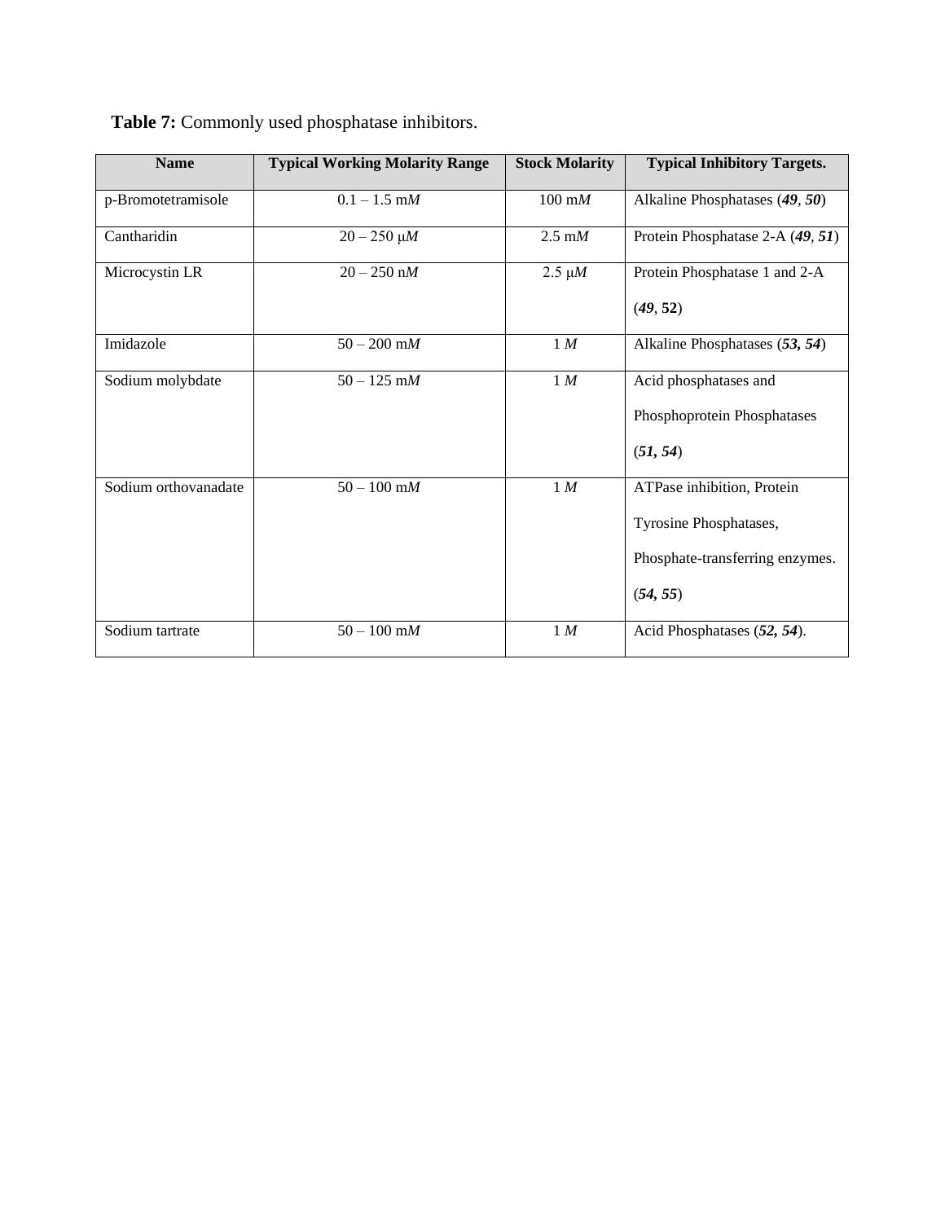**Table 7:** Commonly used phosphatase inhibitors.

| Name | Typical Working Molarity Range | Stock Molarity | Typical Inhibitory Targets. |
|---|---|---|---|
| p-Bromotetramisole | 0.1 – 1.5 m*M* | 100 m*M* | Alkaline Phosphatases (***49***, ***50***) |
| Cantharidin | 20 – 250 μ*M* | 2.5 m*M* | Protein Phosphatase 2-A (***49***, ***51***) |
| Microcystin LR | 20 – 250 n*M* | 2.5 μ*M* | Protein Phosphatase 1 and 2-A (***49***, **52**) |
| Imidazole | 50 – 200 m*M* | 1 *M* | Alkaline Phosphatases (***53, 54***) |
| Sodium molybdate | 50 – 125 m*M* | 1 *M* | Acid phosphatases and Phosphoprotein Phosphatases (***51, 54***) |
| Sodium orthovanadate | 50 – 100 m*M* | 1 *M* | ATPase inhibition, Protein Tyrosine Phosphatases, Phosphate-transferring enzymes. (***54, 55***) |
| Sodium tartrate | 50 – 100 m*M* | 1 *M* | Acid Phosphatases (***52, 54***). |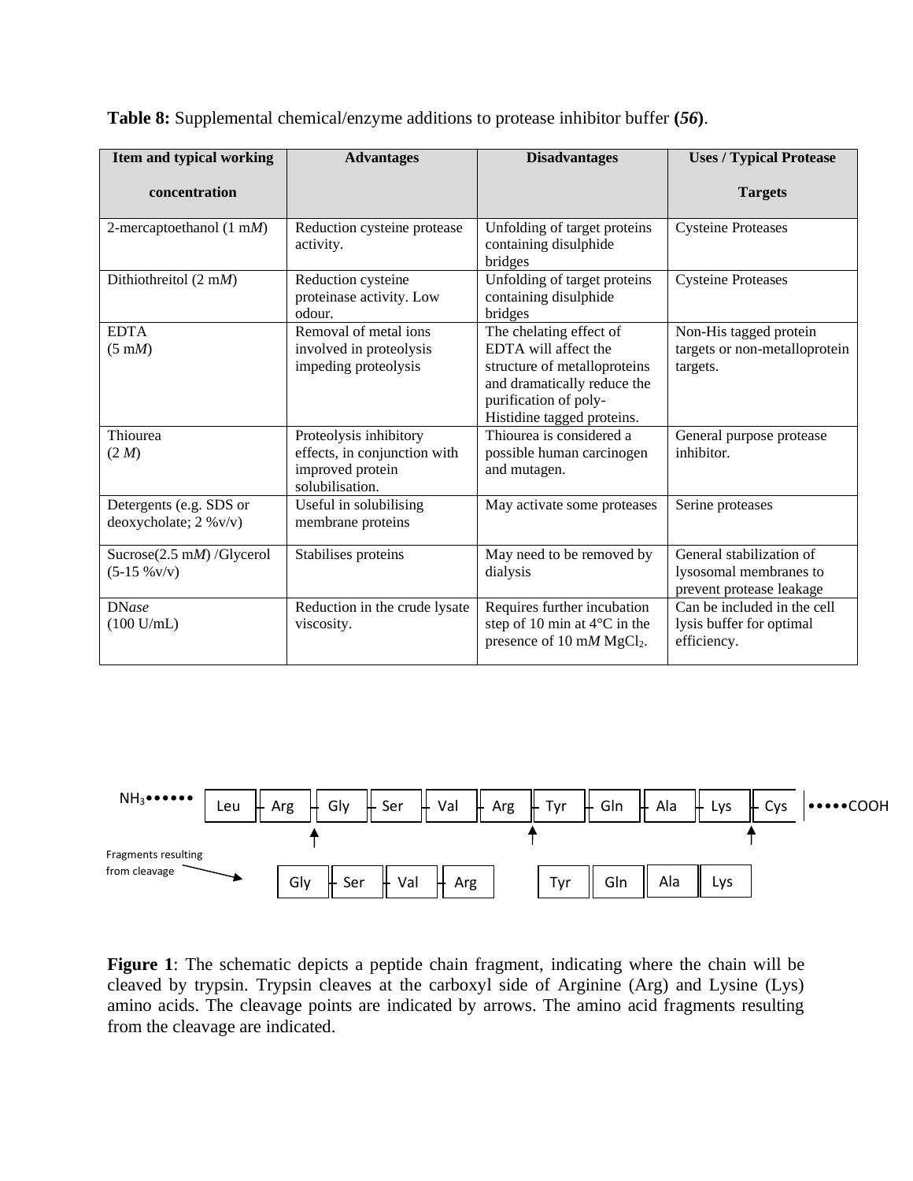**Table 8:** Supplemental chemical/enzyme additions to protease inhibitor buffer **(*56*)**.

| Item and typical working concentration | Advantages | Disadvantages | Uses / Typical Protease Targets |
|---|---|---|---|
| 2-mercaptoethanol (1 m*M*) | Reduction cysteine protease activity. | Unfolding of target proteins containing disulphide bridges | Cysteine Proteases |
| Dithiothreitol (2 m*M*) | Reduction cysteine proteinase activity. Low odour. | Unfolding of target proteins containing disulphide bridges | Cysteine Proteases |
| EDTA (5 m*M*) | Removal of metal ions involved in proteolysis impeding proteolysis | The chelating effect of EDTA will affect the structure of metalloproteins and dramatically reduce the purification of poly-Histidine tagged proteins. | Non-His tagged protein targets or non-metalloprotein targets. |
| Thiourea (2 *M*) | Proteolysis inhibitory effects, in conjunction with improved protein solubilisation. | Thiourea is considered a possible human carcinogen and mutagen. | General purpose protease inhibitor. |
| Detergents (e.g. SDS or deoxycholate; 2 %v/v) | Useful in solubilising membrane proteins | May activate some proteases | Serine proteases |
| Sucrose(2.5 m*M*) /Glycerol (5-15 %v/v) | Stabilises proteins | May need to be removed by dialysis | General stabilization of lysosomal membranes to prevent protease leakage |
| DN*ase* (100 U/mL) | Reduction in the crude lysate viscosity. | Requires further incubation step of 10 min at 4°C in the presence of 10 m*M* $MgCl_2$. | Can be included in the cell lysis buffer for optimal efficiency. |

$NH_3$•••••• Leu Arg Gly Ser Val Arg Tyr Gln Ala Lys Cys •••••COOH

Fragments resulting from cleavage

Gly Ser Val Arg

Tyr Gln Ala Lys

**Figure 1**: The schematic depicts a peptide chain fragment, indicating where the chain will be cleaved by trypsin. Trypsin cleaves at the carboxyl side of Arginine (Arg) and Lysine (Lys) amino acids. The cleavage points are indicated by arrows. The amino acid fragments resulting from the cleavage are indicated.